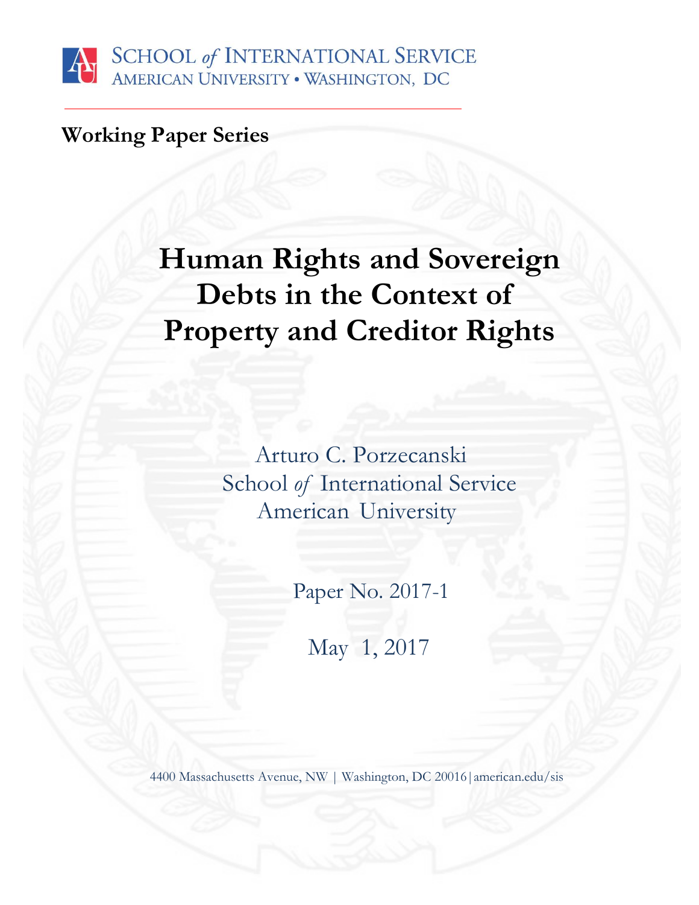SCHOOL *of* INTERNATIONAL SERVICE
AMERICAN UNIVERSITY • WASHINGTON, DC

**Working Paper Series**

# Human Rights and Sovereign Debts in the Context of Property and Creditor Rights

Arturo C. Porzecanski
School *of* International Service
American University

Paper No. 2017-1

May 1, 2017

4400 Massachusetts Avenue, NW | Washington, DC 20016 | american.edu/sis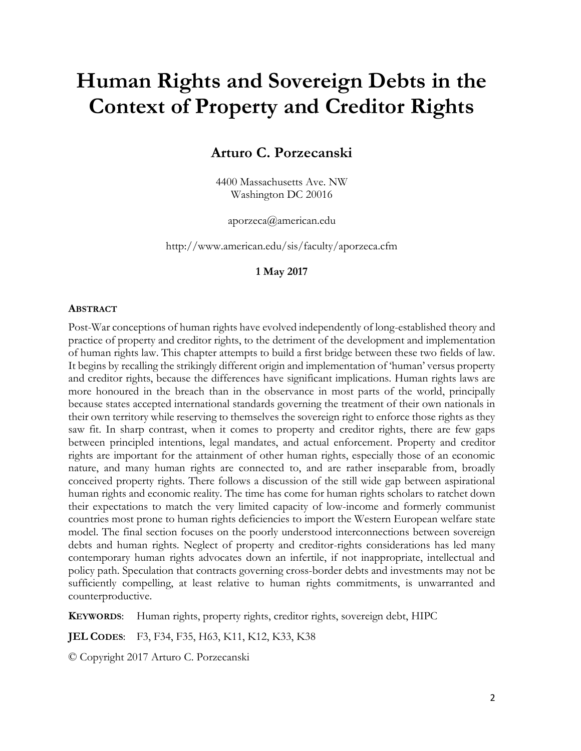# Human Rights and Sovereign Debts in the Context of Property and Creditor Rights

## Arturo C. Porzecanski

4400 Massachusetts Ave. NW
Washington DC 20016

aporzeca@american.edu

http://www.american.edu/sis/faculty/aporzeca.cfm

**1 May 2017**

**ABSTRACT**

Post-War conceptions of human rights have evolved independently of long-established theory and practice of property and creditor rights, to the detriment of the development and implementation of human rights law. This chapter attempts to build a first bridge between these two fields of law. It begins by recalling the strikingly different origin and implementation of 'human' versus property and creditor rights, because the differences have significant implications. Human rights laws are more honoured in the breach than in the observance in most parts of the world, principally because states accepted international standards governing the treatment of their own nationals in their own territory while reserving to themselves the sovereign right to enforce those rights as they saw fit. In sharp contrast, when it comes to property and creditor rights, there are few gaps between principled intentions, legal mandates, and actual enforcement. Property and creditor rights are important for the attainment of other human rights, especially those of an economic nature, and many human rights are connected to, and are rather inseparable from, broadly conceived property rights. There follows a discussion of the still wide gap between aspirational human rights and economic reality. The time has come for human rights scholars to ratchet down their expectations to match the very limited capacity of low-income and formerly communist countries most prone to human rights deficiencies to import the Western European welfare state model. The final section focuses on the poorly understood interconnections between sovereign debts and human rights. Neglect of property and creditor-rights considerations has led many contemporary human rights advocates down an infertile, if not inappropriate, intellectual and policy path. Speculation that contracts governing cross-border debts and investments may not be sufficiently compelling, at least relative to human rights commitments, is unwarranted and counterproductive.

**KEYWORDS**: Human rights, property rights, creditor rights, sovereign debt, HIPC

**JEL CODES**: F3, F34, F35, H63, K11, K12, K33, K38

© Copyright 2017 Arturo C. Porzecanski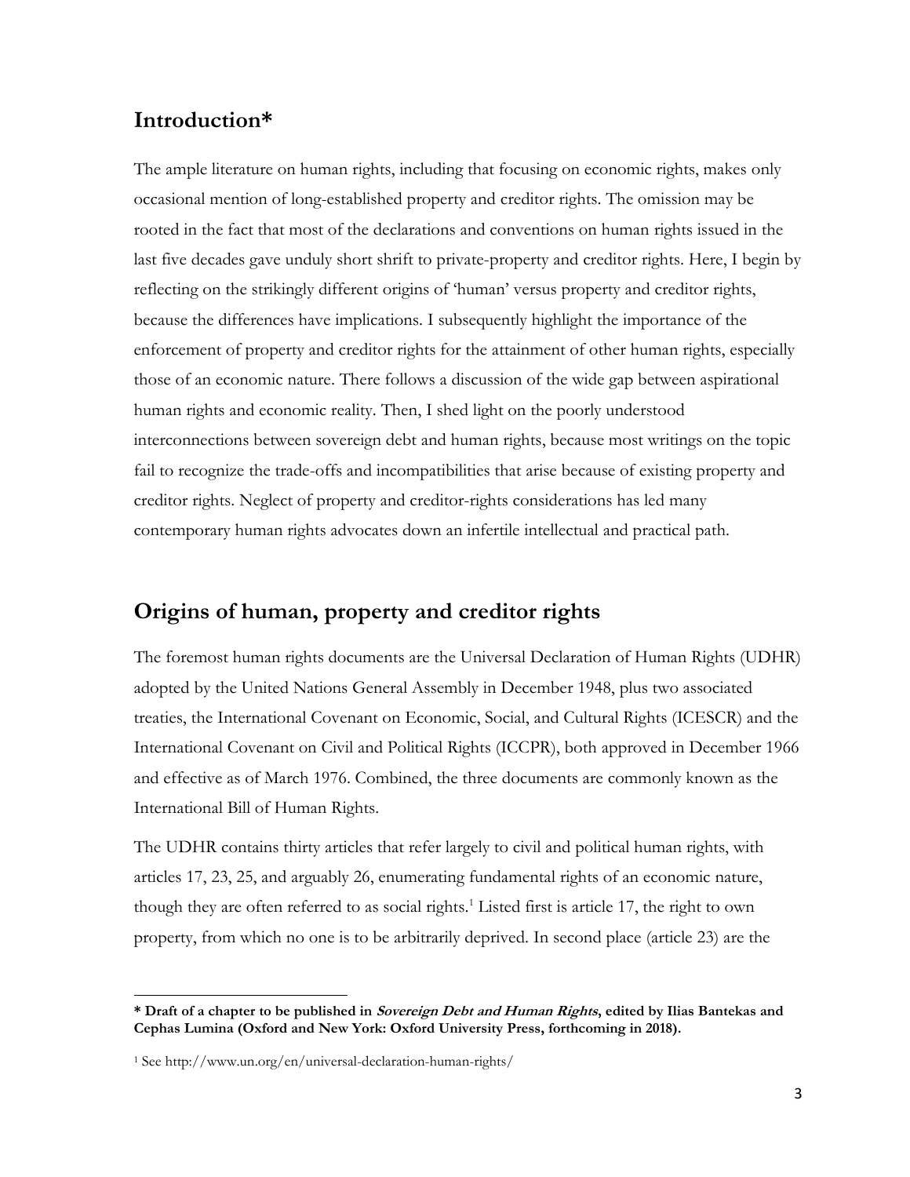## Introduction*

The ample literature on human rights, including that focusing on economic rights, makes only occasional mention of long-established property and creditor rights. The omission may be rooted in the fact that most of the declarations and conventions on human rights issued in the last five decades gave unduly short shrift to private-property and creditor rights. Here, I begin by reflecting on the strikingly different origins of 'human' versus property and creditor rights, because the differences have implications. I subsequently highlight the importance of the enforcement of property and creditor rights for the attainment of other human rights, especially those of an economic nature. There follows a discussion of the wide gap between aspirational human rights and economic reality. Then, I shed light on the poorly understood interconnections between sovereign debt and human rights, because most writings on the topic fail to recognize the trade-offs and incompatibilities that arise because of existing property and creditor rights. Neglect of property and creditor-rights considerations has led many contemporary human rights advocates down an infertile intellectual and practical path.

## Origins of human, property and creditor rights

The foremost human rights documents are the Universal Declaration of Human Rights (UDHR) adopted by the United Nations General Assembly in December 1948, plus two associated treaties, the International Covenant on Economic, Social, and Cultural Rights (ICESCR) and the International Covenant on Civil and Political Rights (ICCPR), both approved in December 1966 and effective as of March 1976. Combined, the three documents are commonly known as the International Bill of Human Rights.

The UDHR contains thirty articles that refer largely to civil and political human rights, with articles 17, 23, 25, and arguably 26, enumerating fundamental rights of an economic nature, though they are often referred to as social rights.[1] Listed first is article 17, the right to own property, from which no one is to be arbitrarily deprived. In second place (article 23) are the

---

**\* Draft of a chapter to be published in *Sovereign Debt and Human Rights*, edited by Ilias Bantekas and Cephas Lumina (Oxford and New York: Oxford University Press, forthcoming in 2018).**

[1] See http://www.un.org/en/universal-declaration-human-rights/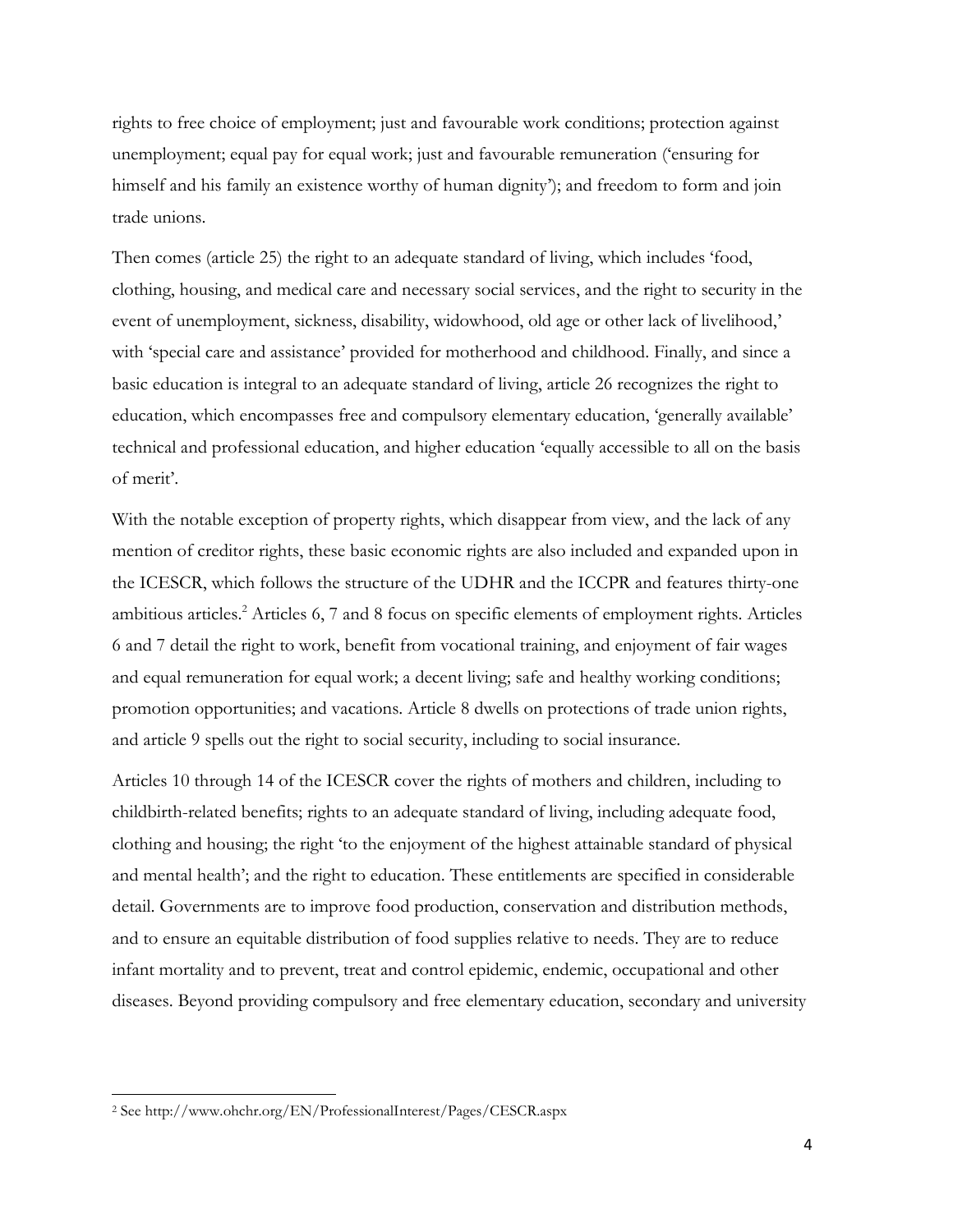rights to free choice of employment; just and favourable work conditions; protection against unemployment; equal pay for equal work; just and favourable remuneration ('ensuring for himself and his family an existence worthy of human dignity'); and freedom to form and join trade unions.

Then comes (article 25) the right to an adequate standard of living, which includes 'food, clothing, housing, and medical care and necessary social services, and the right to security in the event of unemployment, sickness, disability, widowhood, old age or other lack of livelihood,' with 'special care and assistance' provided for motherhood and childhood. Finally, and since a basic education is integral to an adequate standard of living, article 26 recognizes the right to education, which encompasses free and compulsory elementary education, 'generally available' technical and professional education, and higher education 'equally accessible to all on the basis of merit'.

With the notable exception of property rights, which disappear from view, and the lack of any mention of creditor rights, these basic economic rights are also included and expanded upon in the ICESCR, which follows the structure of the UDHR and the ICCPR and features thirty-one ambitious articles.[2] Articles 6, 7 and 8 focus on specific elements of employment rights. Articles 6 and 7 detail the right to work, benefit from vocational training, and enjoyment of fair wages and equal remuneration for equal work; a decent living; safe and healthy working conditions; promotion opportunities; and vacations. Article 8 dwells on protections of trade union rights, and article 9 spells out the right to social security, including to social insurance.

Articles 10 through 14 of the ICESCR cover the rights of mothers and children, including to childbirth-related benefits; rights to an adequate standard of living, including adequate food, clothing and housing; the right 'to the enjoyment of the highest attainable standard of physical and mental health'; and the right to education. These entitlements are specified in considerable detail. Governments are to improve food production, conservation and distribution methods, and to ensure an equitable distribution of food supplies relative to needs. They are to reduce infant mortality and to prevent, treat and control epidemic, endemic, occupational and other diseases. Beyond providing compulsory and free elementary education, secondary and university

[2] See http://www.ohchr.org/EN/ProfessionalInterest/Pages/CESCR.aspx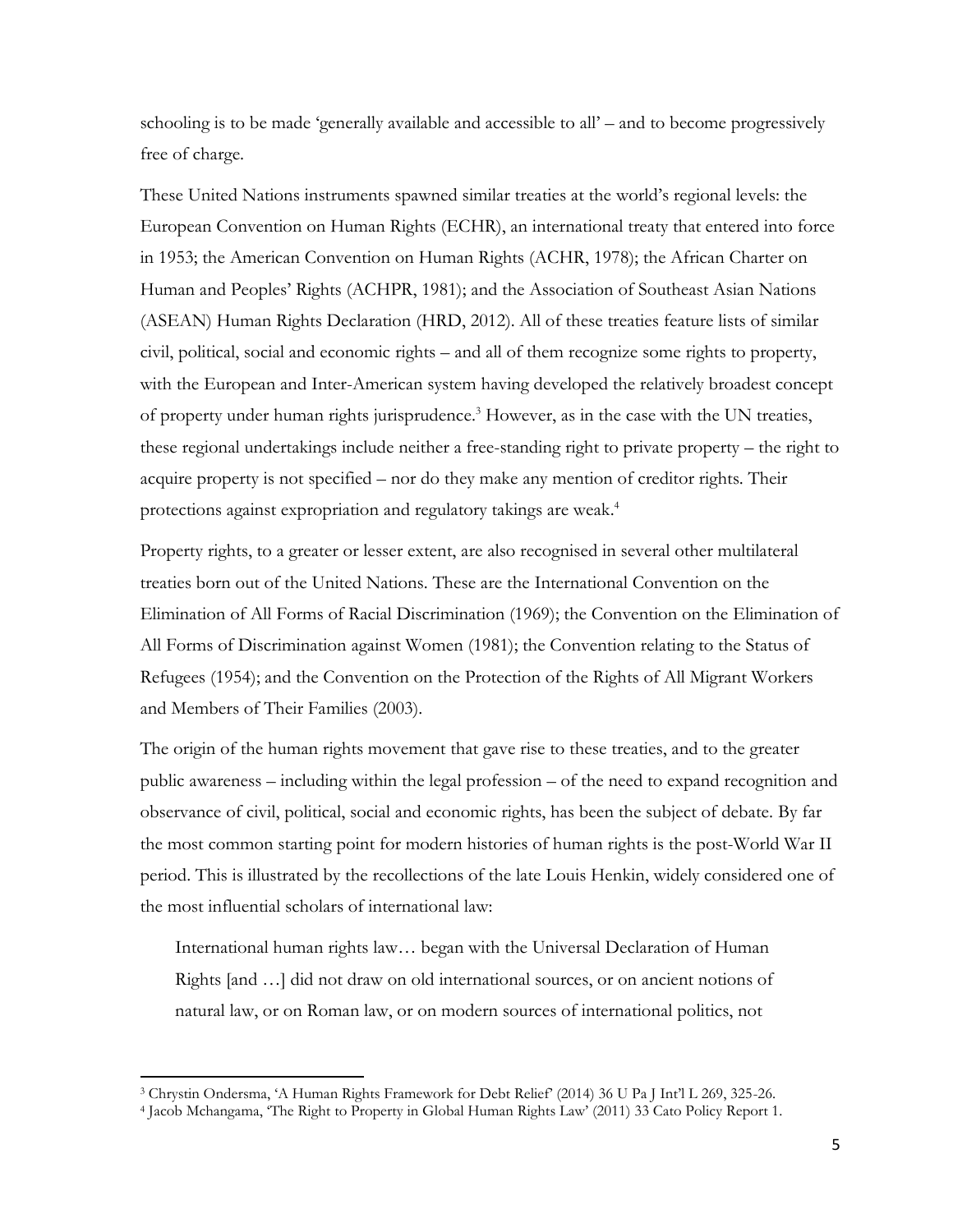schooling is to be made 'generally available and accessible to all' – and to become progressively free of charge.

These United Nations instruments spawned similar treaties at the world's regional levels: the European Convention on Human Rights (ECHR), an international treaty that entered into force in 1953; the American Convention on Human Rights (ACHR, 1978); the African Charter on Human and Peoples' Rights (ACHPR, 1981); and the Association of Southeast Asian Nations (ASEAN) Human Rights Declaration (HRD, 2012). All of these treaties feature lists of similar civil, political, social and economic rights – and all of them recognize some rights to property, with the European and Inter-American system having developed the relatively broadest concept of property under human rights jurisprudence.[3] However, as in the case with the UN treaties, these regional undertakings include neither a free-standing right to private property – the right to acquire property is not specified – nor do they make any mention of creditor rights. Their protections against expropriation and regulatory takings are weak.[4]

Property rights, to a greater or lesser extent, are also recognised in several other multilateral treaties born out of the United Nations. These are the International Convention on the Elimination of All Forms of Racial Discrimination (1969); the Convention on the Elimination of All Forms of Discrimination against Women (1981); the Convention relating to the Status of Refugees (1954); and the Convention on the Protection of the Rights of All Migrant Workers and Members of Their Families (2003).

The origin of the human rights movement that gave rise to these treaties, and to the greater public awareness – including within the legal profession – of the need to expand recognition and observance of civil, political, social and economic rights, has been the subject of debate. By far the most common starting point for modern histories of human rights is the post-World War II period. This is illustrated by the recollections of the late Louis Henkin, widely considered one of the most influential scholars of international law:

> International human rights law… began with the Universal Declaration of Human Rights [and …] did not draw on old international sources, or on ancient notions of natural law, or on Roman law, or on modern sources of international politics, not

[3] Chrystin Ondersma, 'A Human Rights Framework for Debt Relief' (2014) 36 U Pa J Int'l L 269, 325-26.

[4] Jacob Mchangama, 'The Right to Property in Global Human Rights Law' (2011) 33 Cato Policy Report 1.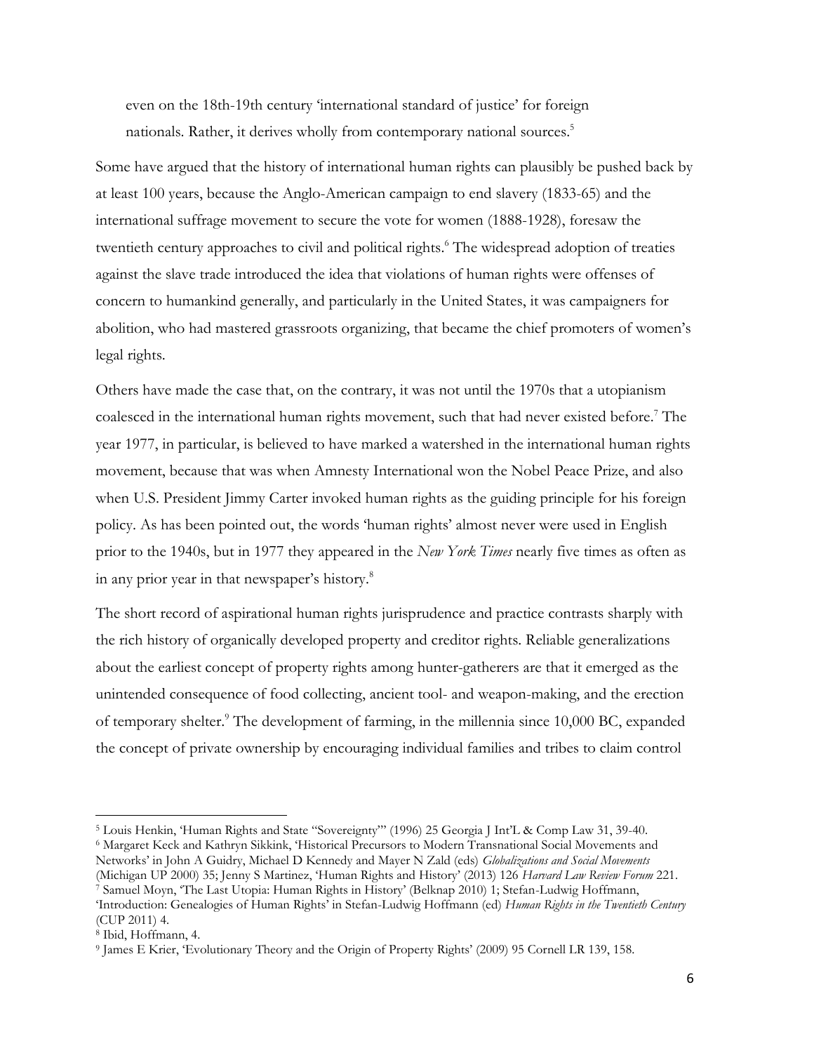even on the 18th-19th century 'international standard of justice' for foreign nationals. Rather, it derives wholly from contemporary national sources.[5]

Some have argued that the history of international human rights can plausibly be pushed back by at least 100 years, because the Anglo-American campaign to end slavery (1833-65) and the international suffrage movement to secure the vote for women (1888-1928), foresaw the twentieth century approaches to civil and political rights.[6] The widespread adoption of treaties against the slave trade introduced the idea that violations of human rights were offenses of concern to humankind generally, and particularly in the United States, it was campaigners for abolition, who had mastered grassroots organizing, that became the chief promoters of women's legal rights.

Others have made the case that, on the contrary, it was not until the 1970s that a utopianism coalesced in the international human rights movement, such that had never existed before.[7] The year 1977, in particular, is believed to have marked a watershed in the international human rights movement, because that was when Amnesty International won the Nobel Peace Prize, and also when U.S. President Jimmy Carter invoked human rights as the guiding principle for his foreign policy. As has been pointed out, the words 'human rights' almost never were used in English prior to the 1940s, but in 1977 they appeared in the *New York Times* nearly five times as often as in any prior year in that newspaper's history.[8]

The short record of aspirational human rights jurisprudence and practice contrasts sharply with the rich history of organically developed property and creditor rights. Reliable generalizations about the earliest concept of property rights among hunter-gatherers are that it emerged as the unintended consequence of food collecting, ancient tool- and weapon-making, and the erection of temporary shelter.[9] The development of farming, in the millennia since 10,000 BC, expanded the concept of private ownership by encouraging individual families and tribes to claim control

---

[5] Louis Henkin, 'Human Rights and State "Sovereignty"' (1996) 25 Georgia J Int'L & Comp Law 31, 39-40.

[6] Margaret Keck and Kathryn Sikkink, 'Historical Precursors to Modern Transnational Social Movements and Networks' in John A Guidry, Michael D Kennedy and Mayer N Zald (eds) *Globalizations and Social Movements* (Michigan UP 2000) 35; Jenny S Martinez, 'Human Rights and History' (2013) 126 *Harvard Law Review Forum* 221.

[7] Samuel Moyn, 'The Last Utopia: Human Rights in History' (Belknap 2010) 1; Stefan-Ludwig Hoffmann, 'Introduction: Genealogies of Human Rights' in Stefan-Ludwig Hoffmann (ed) *Human Rights in the Twentieth Century* (CUP 2011) 4.

[8] Ibid, Hoffmann, 4.

[9] James E Krier, 'Evolutionary Theory and the Origin of Property Rights' (2009) 95 Cornell LR 139, 158.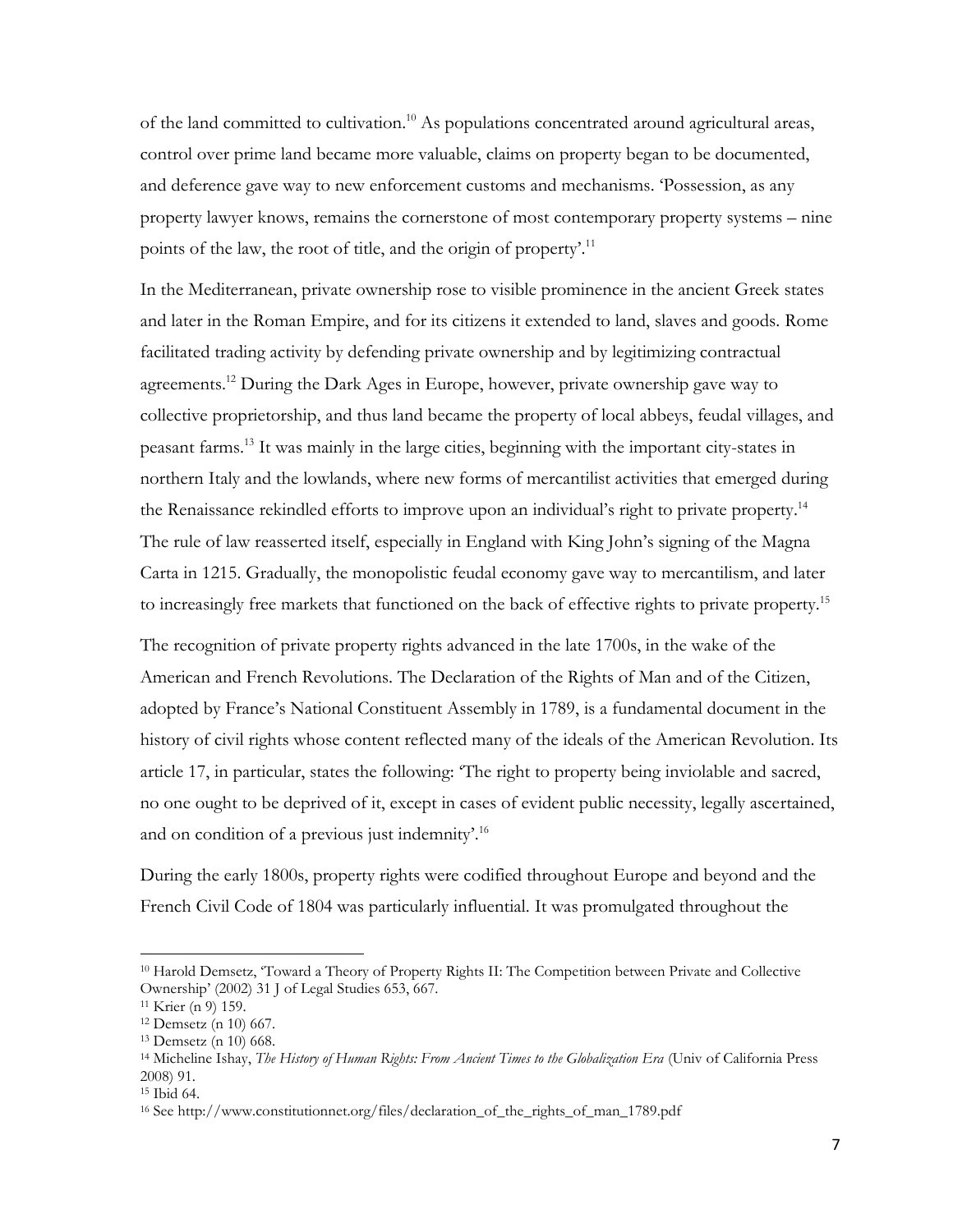of the land committed to cultivation.[10] As populations concentrated around agricultural areas, control over prime land became more valuable, claims on property began to be documented, and deference gave way to new enforcement customs and mechanisms. 'Possession, as any property lawyer knows, remains the cornerstone of most contemporary property systems – nine points of the law, the root of title, and the origin of property'.[11]

In the Mediterranean, private ownership rose to visible prominence in the ancient Greek states and later in the Roman Empire, and for its citizens it extended to land, slaves and goods. Rome facilitated trading activity by defending private ownership and by legitimizing contractual agreements.[12] During the Dark Ages in Europe, however, private ownership gave way to collective proprietorship, and thus land became the property of local abbeys, feudal villages, and peasant farms.[13] It was mainly in the large cities, beginning with the important city-states in northern Italy and the lowlands, where new forms of mercantilist activities that emerged during the Renaissance rekindled efforts to improve upon an individual's right to private property.[14] The rule of law reasserted itself, especially in England with King John's signing of the Magna Carta in 1215. Gradually, the monopolistic feudal economy gave way to mercantilism, and later to increasingly free markets that functioned on the back of effective rights to private property.[15]

The recognition of private property rights advanced in the late 1700s, in the wake of the American and French Revolutions. The Declaration of the Rights of Man and of the Citizen, adopted by France's National Constituent Assembly in 1789, is a fundamental document in the history of civil rights whose content reflected many of the ideals of the American Revolution. Its article 17, in particular, states the following: 'The right to property being inviolable and sacred, no one ought to be deprived of it, except in cases of evident public necessity, legally ascertained, and on condition of a previous just indemnity'.[16]

During the early 1800s, property rights were codified throughout Europe and beyond and the French Civil Code of 1804 was particularly influential. It was promulgated throughout the

---

[10] Harold Demsetz, 'Toward a Theory of Property Rights II: The Competition between Private and Collective Ownership' (2002) 31 J of Legal Studies 653, 667.

[11] Krier (n 9) 159.

[12] Demsetz (n 10) 667.

[13] Demsetz (n 10) 668.

[14] Micheline Ishay, *The History of Human Rights: From Ancient Times to the Globalization Era* (Univ of California Press 2008) 91.

[15] Ibid 64.

[16] See http://www.constitutionnet.org/files/declaration_of_the_rights_of_man_1789.pdf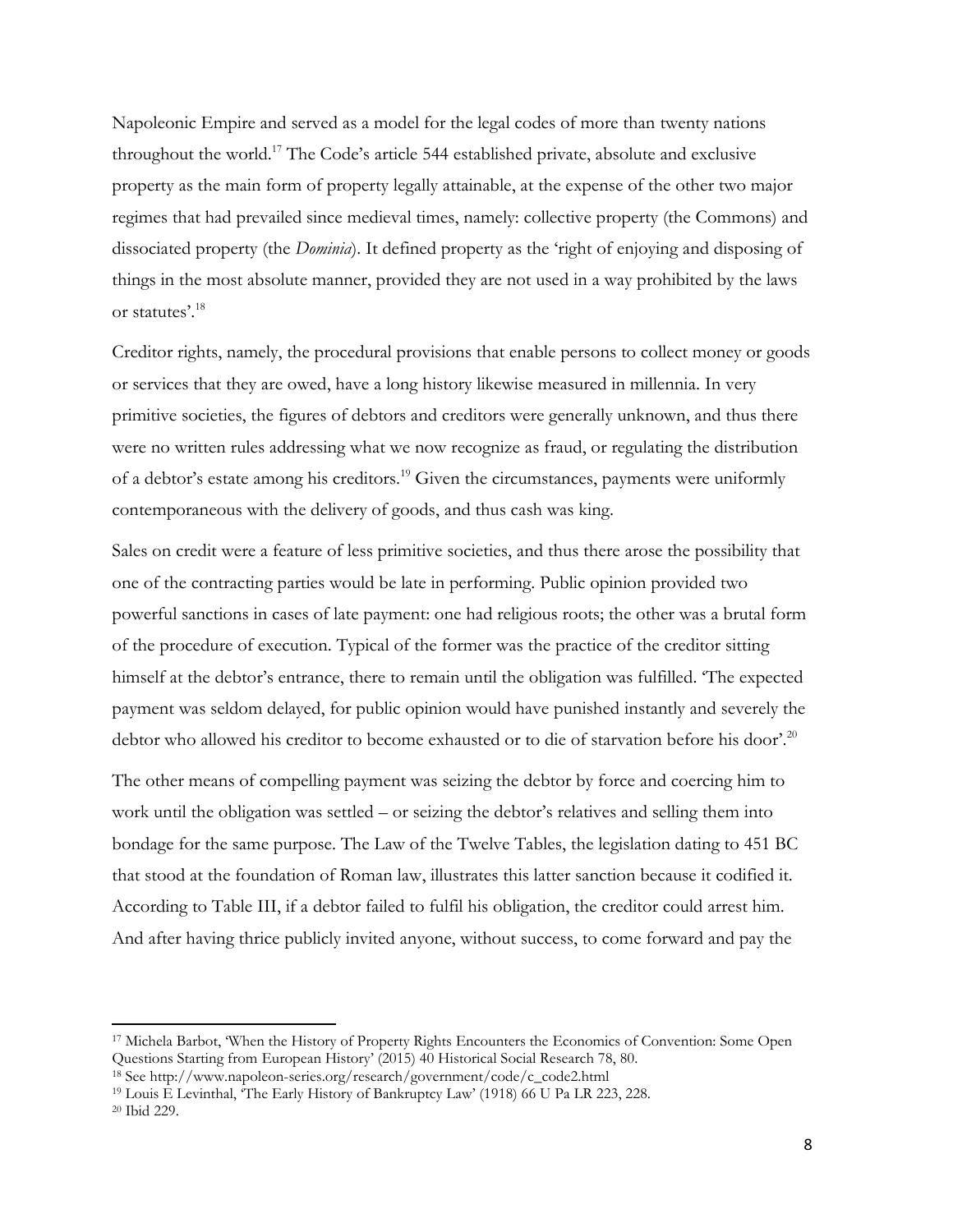Napoleonic Empire and served as a model for the legal codes of more than twenty nations throughout the world.[17] The Code's article 544 established private, absolute and exclusive property as the main form of property legally attainable, at the expense of the other two major regimes that had prevailed since medieval times, namely: collective property (the Commons) and dissociated property (the *Dominia*). It defined property as the 'right of enjoying and disposing of things in the most absolute manner, provided they are not used in a way prohibited by the laws or statutes'.[18]

Creditor rights, namely, the procedural provisions that enable persons to collect money or goods or services that they are owed, have a long history likewise measured in millennia. In very primitive societies, the figures of debtors and creditors were generally unknown, and thus there were no written rules addressing what we now recognize as fraud, or regulating the distribution of a debtor's estate among his creditors.[19] Given the circumstances, payments were uniformly contemporaneous with the delivery of goods, and thus cash was king.

Sales on credit were a feature of less primitive societies, and thus there arose the possibility that one of the contracting parties would be late in performing. Public opinion provided two powerful sanctions in cases of late payment: one had religious roots; the other was a brutal form of the procedure of execution. Typical of the former was the practice of the creditor sitting himself at the debtor's entrance, there to remain until the obligation was fulfilled. 'The expected payment was seldom delayed, for public opinion would have punished instantly and severely the debtor who allowed his creditor to become exhausted or to die of starvation before his door'.[20]

The other means of compelling payment was seizing the debtor by force and coercing him to work until the obligation was settled – or seizing the debtor's relatives and selling them into bondage for the same purpose. The Law of the Twelve Tables, the legislation dating to 451 BC that stood at the foundation of Roman law, illustrates this latter sanction because it codified it. According to Table III, if a debtor failed to fulfil his obligation, the creditor could arrest him. And after having thrice publicly invited anyone, without success, to come forward and pay the

---

[17] Michela Barbot, 'When the History of Property Rights Encounters the Economics of Convention: Some Open Questions Starting from European History' (2015) 40 Historical Social Research 78, 80.

[18] See http://www.napoleon-series.org/research/government/code/c_code2.html

[19] Louis E Levinthal, 'The Early History of Bankruptcy Law' (1918) 66 U Pa LR 223, 228.

[20] Ibid 229.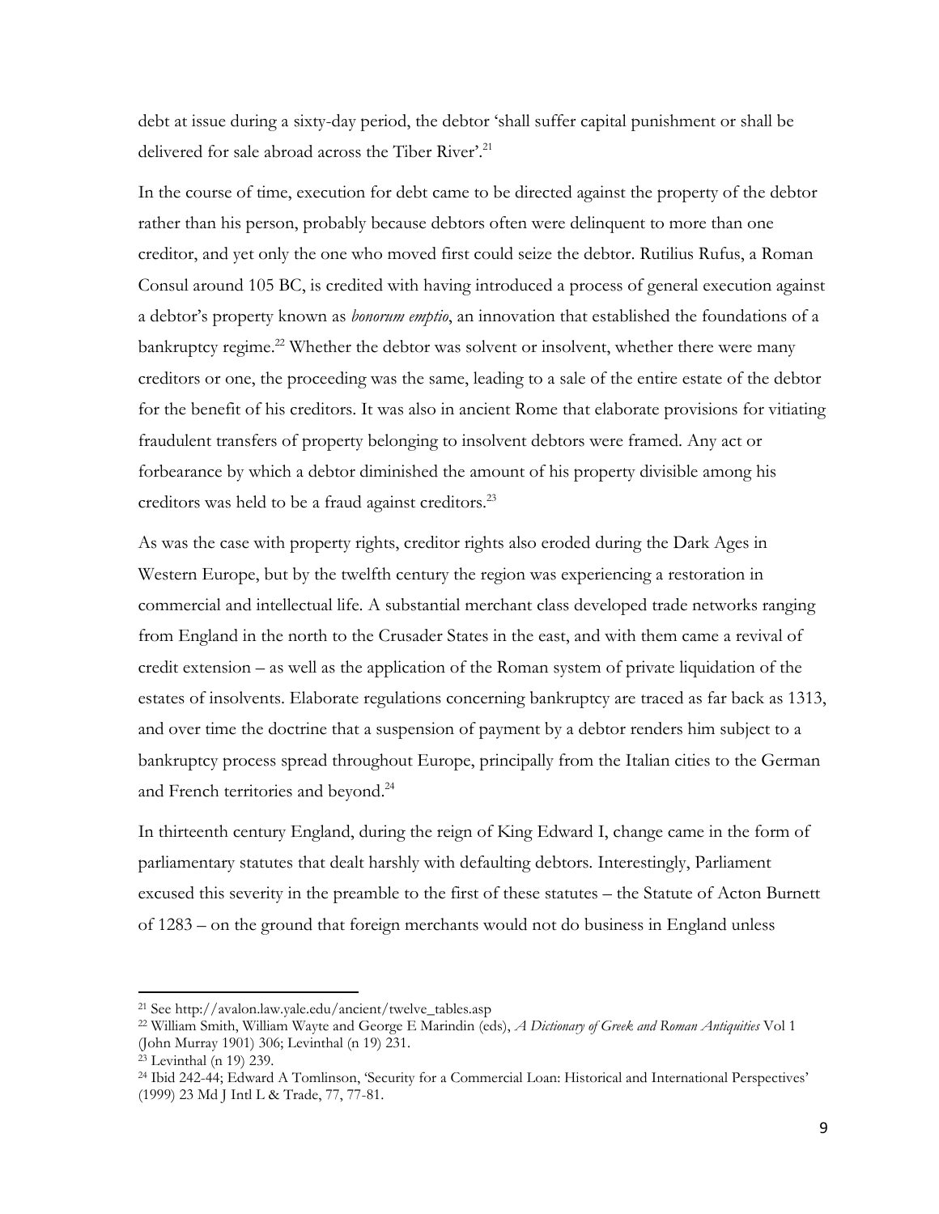debt at issue during a sixty-day period, the debtor 'shall suffer capital punishment or shall be delivered for sale abroad across the Tiber River'.[21]

In the course of time, execution for debt came to be directed against the property of the debtor rather than his person, probably because debtors often were delinquent to more than one creditor, and yet only the one who moved first could seize the debtor. Rutilius Rufus, a Roman Consul around 105 BC, is credited with having introduced a process of general execution against a debtor's property known as *bonorum emptio*, an innovation that established the foundations of a bankruptcy regime.[22] Whether the debtor was solvent or insolvent, whether there were many creditors or one, the proceeding was the same, leading to a sale of the entire estate of the debtor for the benefit of his creditors. It was also in ancient Rome that elaborate provisions for vitiating fraudulent transfers of property belonging to insolvent debtors were framed. Any act or forbearance by which a debtor diminished the amount of his property divisible among his creditors was held to be a fraud against creditors.[23]

As was the case with property rights, creditor rights also eroded during the Dark Ages in Western Europe, but by the twelfth century the region was experiencing a restoration in commercial and intellectual life. A substantial merchant class developed trade networks ranging from England in the north to the Crusader States in the east, and with them came a revival of credit extension – as well as the application of the Roman system of private liquidation of the estates of insolvents. Elaborate regulations concerning bankruptcy are traced as far back as 1313, and over time the doctrine that a suspension of payment by a debtor renders him subject to a bankruptcy process spread throughout Europe, principally from the Italian cities to the German and French territories and beyond.[24]

In thirteenth century England, during the reign of King Edward I, change came in the form of parliamentary statutes that dealt harshly with defaulting debtors. Interestingly, Parliament excused this severity in the preamble to the first of these statutes – the Statute of Acton Burnett of 1283 – on the ground that foreign merchants would not do business in England unless

---

[21] See http://avalon.law.yale.edu/ancient/twelve_tables.asp

[22] William Smith, William Wayte and George E Marindin (eds), *A Dictionary of Greek and Roman Antiquities* Vol 1 (John Murray 1901) 306; Levinthal (n 19) 231.

[23] Levinthal (n 19) 239.

[24] Ibid 242-44; Edward A Tomlinson, 'Security for a Commercial Loan: Historical and International Perspectives' (1999) 23 Md J Intl L & Trade, 77, 77-81.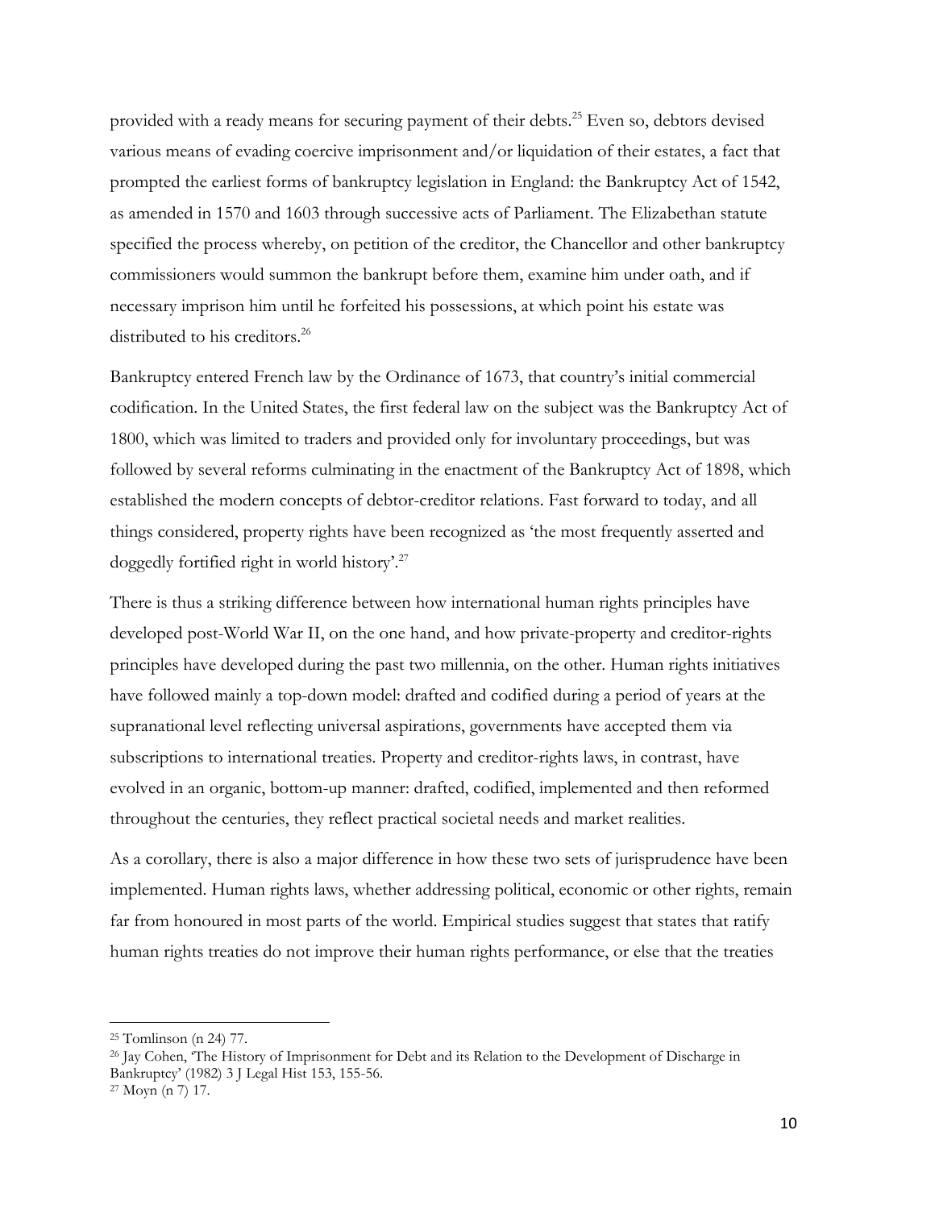provided with a ready means for securing payment of their debts.[25] Even so, debtors devised various means of evading coercive imprisonment and/or liquidation of their estates, a fact that prompted the earliest forms of bankruptcy legislation in England: the Bankruptcy Act of 1542, as amended in 1570 and 1603 through successive acts of Parliament. The Elizabethan statute specified the process whereby, on petition of the creditor, the Chancellor and other bankruptcy commissioners would summon the bankrupt before them, examine him under oath, and if necessary imprison him until he forfeited his possessions, at which point his estate was distributed to his creditors.[26]

Bankruptcy entered French law by the Ordinance of 1673, that country's initial commercial codification. In the United States, the first federal law on the subject was the Bankruptcy Act of 1800, which was limited to traders and provided only for involuntary proceedings, but was followed by several reforms culminating in the enactment of the Bankruptcy Act of 1898, which established the modern concepts of debtor-creditor relations. Fast forward to today, and all things considered, property rights have been recognized as 'the most frequently asserted and doggedly fortified right in world history'.[27]

There is thus a striking difference between how international human rights principles have developed post-World War II, on the one hand, and how private-property and creditor-rights principles have developed during the past two millennia, on the other. Human rights initiatives have followed mainly a top-down model: drafted and codified during a period of years at the supranational level reflecting universal aspirations, governments have accepted them via subscriptions to international treaties. Property and creditor-rights laws, in contrast, have evolved in an organic, bottom-up manner: drafted, codified, implemented and then reformed throughout the centuries, they reflect practical societal needs and market realities.

As a corollary, there is also a major difference in how these two sets of jurisprudence have been implemented. Human rights laws, whether addressing political, economic or other rights, remain far from honoured in most parts of the world. Empirical studies suggest that states that ratify human rights treaties do not improve their human rights performance, or else that the treaties

---

[25] Tomlinson (n 24) 77.

[26] Jay Cohen, 'The History of Imprisonment for Debt and its Relation to the Development of Discharge in Bankruptcy' (1982) 3 J Legal Hist 153, 155-56.

[27] Moyn (n 7) 17.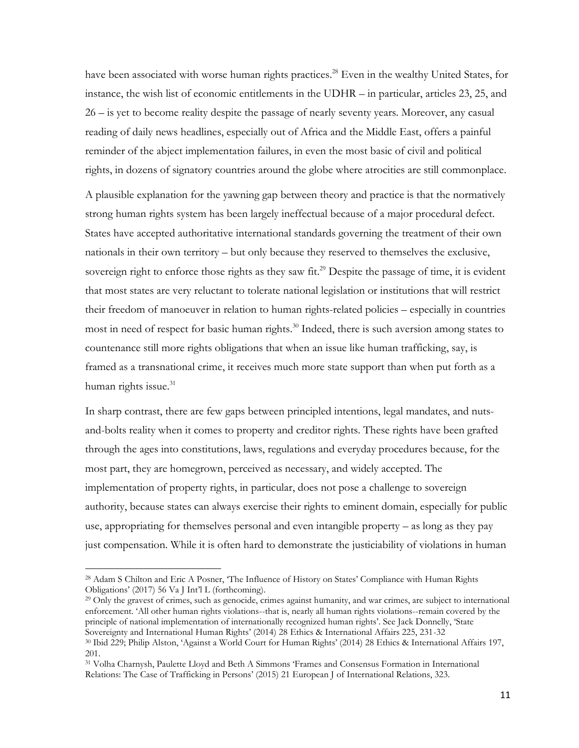have been associated with worse human rights practices.[28] Even in the wealthy United States, for instance, the wish list of economic entitlements in the UDHR – in particular, articles 23, 25, and 26 – is yet to become reality despite the passage of nearly seventy years. Moreover, any casual reading of daily news headlines, especially out of Africa and the Middle East, offers a painful reminder of the abject implementation failures, in even the most basic of civil and political rights, in dozens of signatory countries around the globe where atrocities are still commonplace.

A plausible explanation for the yawning gap between theory and practice is that the normatively strong human rights system has been largely ineffectual because of a major procedural defect. States have accepted authoritative international standards governing the treatment of their own nationals in their own territory – but only because they reserved to themselves the exclusive, sovereign right to enforce those rights as they saw fit.[29] Despite the passage of time, it is evident that most states are very reluctant to tolerate national legislation or institutions that will restrict their freedom of manoeuver in relation to human rights-related policies – especially in countries most in need of respect for basic human rights.[30] Indeed, there is such aversion among states to countenance still more rights obligations that when an issue like human trafficking, say, is framed as a transnational crime, it receives much more state support than when put forth as a human rights issue.[31]

In sharp contrast, there are few gaps between principled intentions, legal mandates, and nuts-and-bolts reality when it comes to property and creditor rights. These rights have been grafted through the ages into constitutions, laws, regulations and everyday procedures because, for the most part, they are homegrown, perceived as necessary, and widely accepted. The implementation of property rights, in particular, does not pose a challenge to sovereign authority, because states can always exercise their rights to eminent domain, especially for public use, appropriating for themselves personal and even intangible property – as long as they pay just compensation. While it is often hard to demonstrate the justiciability of violations in human

---

[28] Adam S Chilton and Eric A Posner, 'The Influence of History on States' Compliance with Human Rights Obligations' (2017) 56 Va J Int'l L (forthcoming).

[29] Only the gravest of crimes, such as genocide, crimes against humanity, and war crimes, are subject to international enforcement. 'All other human rights violations--that is, nearly all human rights violations--remain covered by the principle of national implementation of internationally recognized human rights'. See Jack Donnelly, 'State Sovereignty and International Human Rights' (2014) 28 Ethics & International Affairs 225, 231-32

[30] Ibid 229; Philip Alston, 'Against a World Court for Human Rights' (2014) 28 Ethics & International Affairs 197, 201.

[31] Volha Charnysh, Paulette Lloyd and Beth A Simmons 'Frames and Consensus Formation in International Relations: The Case of Trafficking in Persons' (2015) 21 European J of International Relations, 323.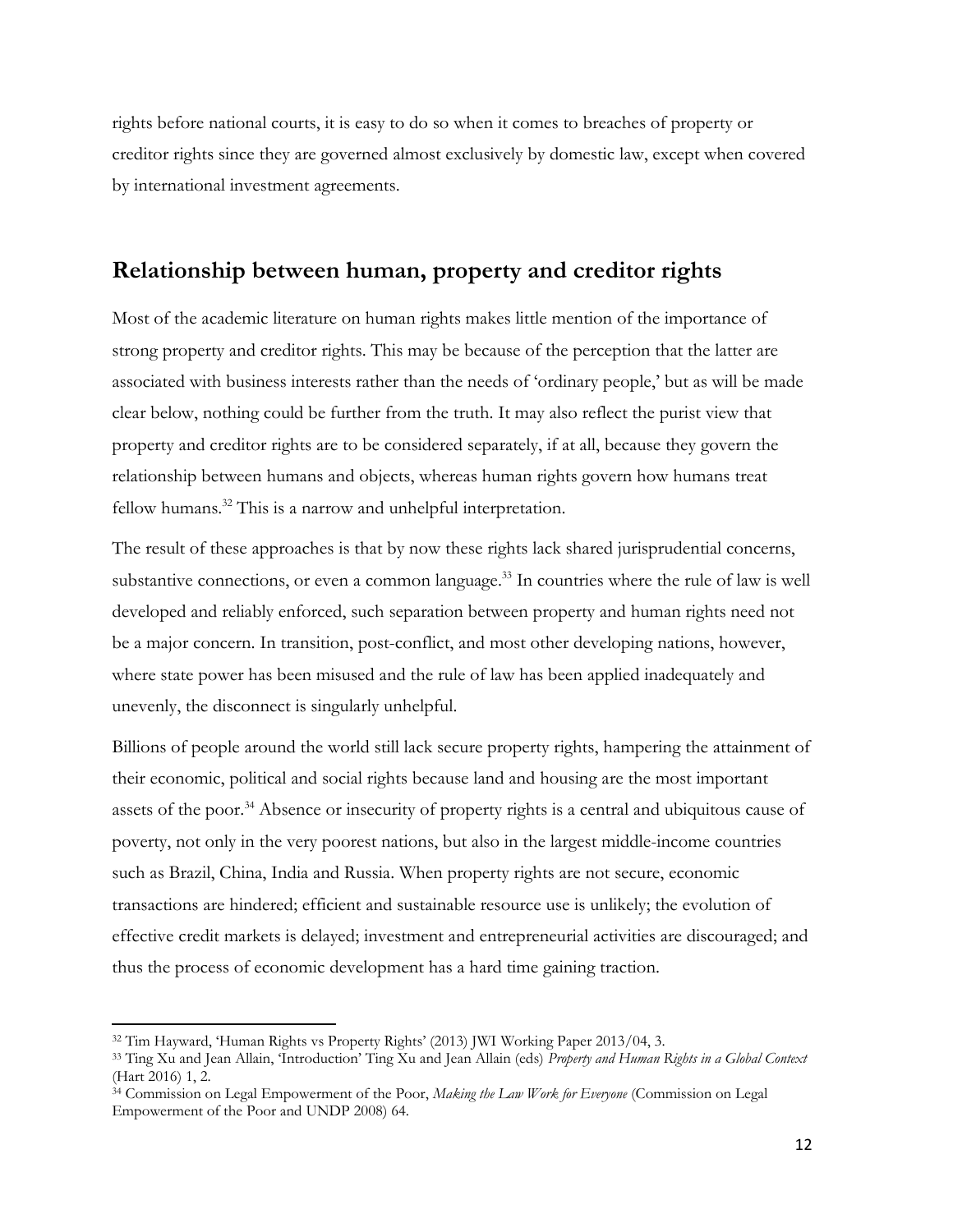rights before national courts, it is easy to do so when it comes to breaches of property or creditor rights since they are governed almost exclusively by domestic law, except when covered by international investment agreements.

## Relationship between human, property and creditor rights

Most of the academic literature on human rights makes little mention of the importance of strong property and creditor rights. This may be because of the perception that the latter are associated with business interests rather than the needs of 'ordinary people,' but as will be made clear below, nothing could be further from the truth. It may also reflect the purist view that property and creditor rights are to be considered separately, if at all, because they govern the relationship between humans and objects, whereas human rights govern how humans treat fellow humans.[32] This is a narrow and unhelpful interpretation.

The result of these approaches is that by now these rights lack shared jurisprudential concerns, substantive connections, or even a common language.[33] In countries where the rule of law is well developed and reliably enforced, such separation between property and human rights need not be a major concern. In transition, post-conflict, and most other developing nations, however, where state power has been misused and the rule of law has been applied inadequately and unevenly, the disconnect is singularly unhelpful.

Billions of people around the world still lack secure property rights, hampering the attainment of their economic, political and social rights because land and housing are the most important assets of the poor.[34] Absence or insecurity of property rights is a central and ubiquitous cause of poverty, not only in the very poorest nations, but also in the largest middle-income countries such as Brazil, China, India and Russia. When property rights are not secure, economic transactions are hindered; efficient and sustainable resource use is unlikely; the evolution of effective credit markets is delayed; investment and entrepreneurial activities are discouraged; and thus the process of economic development has a hard time gaining traction.

---

[32] Tim Hayward, 'Human Rights vs Property Rights' (2013) JWI Working Paper 2013/04, 3.

[33] Ting Xu and Jean Allain, 'Introduction' Ting Xu and Jean Allain (eds) *Property and Human Rights in a Global Context* (Hart 2016) 1, 2.

[34] Commission on Legal Empowerment of the Poor, *Making the Law Work for Everyone* (Commission on Legal Empowerment of the Poor and UNDP 2008) 64.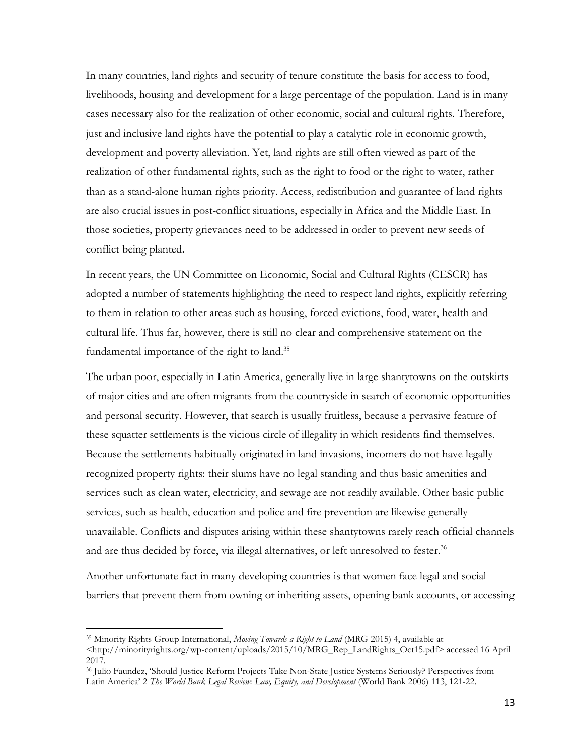In many countries, land rights and security of tenure constitute the basis for access to food, livelihoods, housing and development for a large percentage of the population. Land is in many cases necessary also for the realization of other economic, social and cultural rights. Therefore, just and inclusive land rights have the potential to play a catalytic role in economic growth, development and poverty alleviation. Yet, land rights are still often viewed as part of the realization of other fundamental rights, such as the right to food or the right to water, rather than as a stand-alone human rights priority. Access, redistribution and guarantee of land rights are also crucial issues in post-conflict situations, especially in Africa and the Middle East. In those societies, property grievances need to be addressed in order to prevent new seeds of conflict being planted.

In recent years, the UN Committee on Economic, Social and Cultural Rights (CESCR) has adopted a number of statements highlighting the need to respect land rights, explicitly referring to them in relation to other areas such as housing, forced evictions, food, water, health and cultural life. Thus far, however, there is still no clear and comprehensive statement on the fundamental importance of the right to land.[35]

The urban poor, especially in Latin America, generally live in large shantytowns on the outskirts of major cities and are often migrants from the countryside in search of economic opportunities and personal security. However, that search is usually fruitless, because a pervasive feature of these squatter settlements is the vicious circle of illegality in which residents find themselves. Because the settlements habitually originated in land invasions, incomers do not have legally recognized property rights: their slums have no legal standing and thus basic amenities and services such as clean water, electricity, and sewage are not readily available. Other basic public services, such as health, education and police and fire prevention are likewise generally unavailable. Conflicts and disputes arising within these shantytowns rarely reach official channels and are thus decided by force, via illegal alternatives, or left unresolved to fester.[36]

Another unfortunate fact in many developing countries is that women face legal and social barriers that prevent them from owning or inheriting assets, opening bank accounts, or accessing

---

[35] Minority Rights Group International, *Moving Towards a Right to Land* (MRG 2015) 4, available at <http://minorityrights.org/wp-content/uploads/2015/10/MRG_Rep_LandRights_Oct15.pdf> accessed 16 April 2017.

[36] Julio Faundez, 'Should Justice Reform Projects Take Non-State Justice Systems Seriously? Perspectives from Latin America' 2 *The World Bank Legal Review: Law, Equity, and Development* (World Bank 2006) 113, 121-22.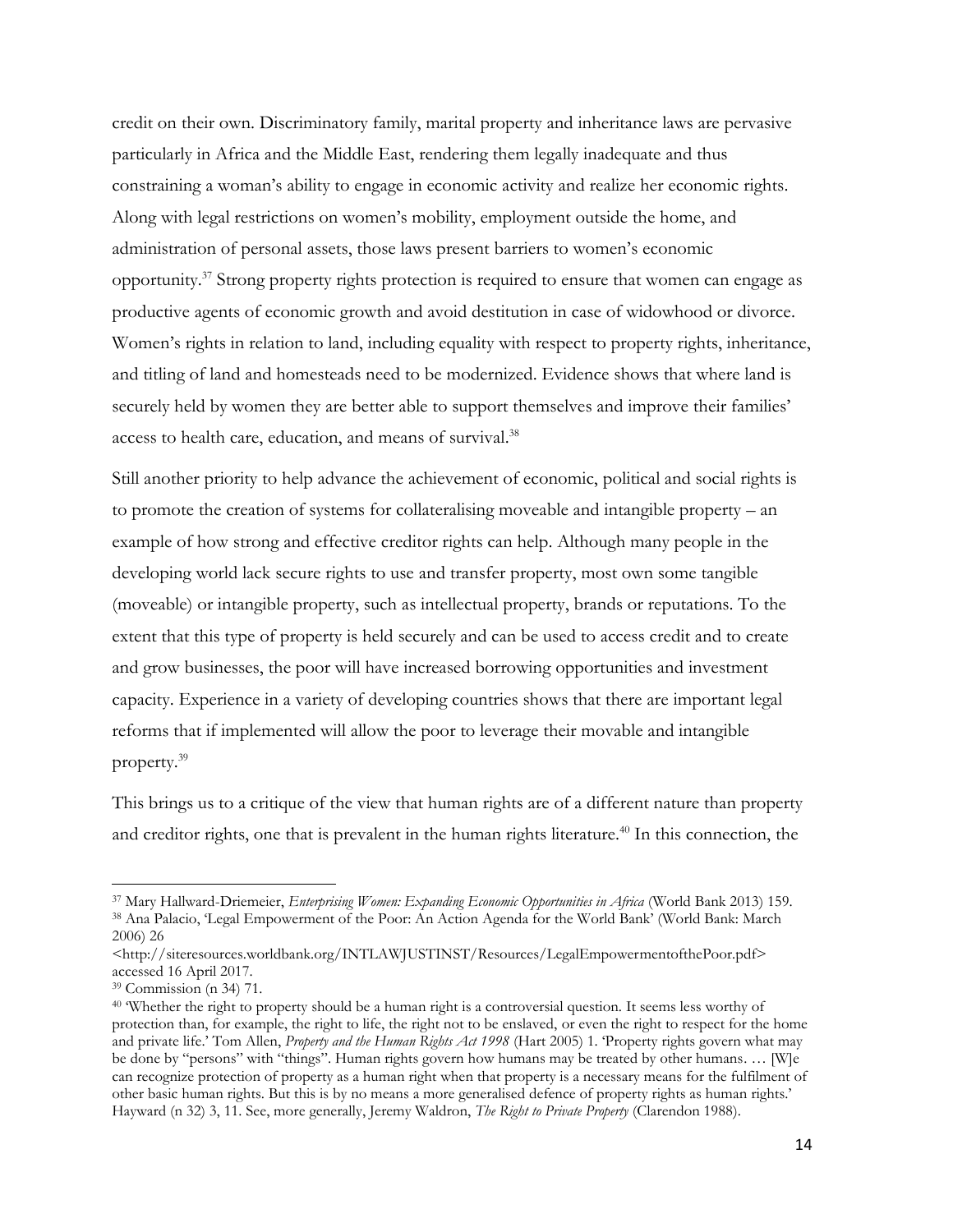credit on their own. Discriminatory family, marital property and inheritance laws are pervasive particularly in Africa and the Middle East, rendering them legally inadequate and thus constraining a woman's ability to engage in economic activity and realize her economic rights. Along with legal restrictions on women's mobility, employment outside the home, and administration of personal assets, those laws present barriers to women's economic opportunity.[37] Strong property rights protection is required to ensure that women can engage as productive agents of economic growth and avoid destitution in case of widowhood or divorce. Women's rights in relation to land, including equality with respect to property rights, inheritance, and titling of land and homesteads need to be modernized. Evidence shows that where land is securely held by women they are better able to support themselves and improve their families' access to health care, education, and means of survival.[38]

Still another priority to help advance the achievement of economic, political and social rights is to promote the creation of systems for collateralising moveable and intangible property – an example of how strong and effective creditor rights can help. Although many people in the developing world lack secure rights to use and transfer property, most own some tangible (moveable) or intangible property, such as intellectual property, brands or reputations. To the extent that this type of property is held securely and can be used to access credit and to create and grow businesses, the poor will have increased borrowing opportunities and investment capacity. Experience in a variety of developing countries shows that there are important legal reforms that if implemented will allow the poor to leverage their movable and intangible property.[39]

This brings us to a critique of the view that human rights are of a different nature than property and creditor rights, one that is prevalent in the human rights literature.[40] In this connection, the

---

[37] Mary Hallward-Driemeier, *Enterprising Women: Expanding Economic Opportunities in Africa* (World Bank 2013) 159.

[38] Ana Palacio, 'Legal Empowerment of the Poor: An Action Agenda for the World Bank' (World Bank: March 2006) 26 <http://siteresources.worldbank.org/INTLAWJUSTINST/Resources/LegalEmpowermentofthePoor.pdf> accessed 16 April 2017.

[39] Commission (n 34) 71.

[40] 'Whether the right to property should be a human right is a controversial question. It seems less worthy of protection than, for example, the right to life, the right not to be enslaved, or even the right to respect for the home and private life.' Tom Allen, *Property and the Human Rights Act 1998* (Hart 2005) 1. 'Property rights govern what may be done by "persons" with "things". Human rights govern how humans may be treated by other humans. … [W]e can recognize protection of property as a human right when that property is a necessary means for the fulfilment of other basic human rights. But this is by no means a more generalised defence of property rights as human rights.' Hayward (n 32) 3, 11. See, more generally, Jeremy Waldron, *The Right to Private Property* (Clarendon 1988).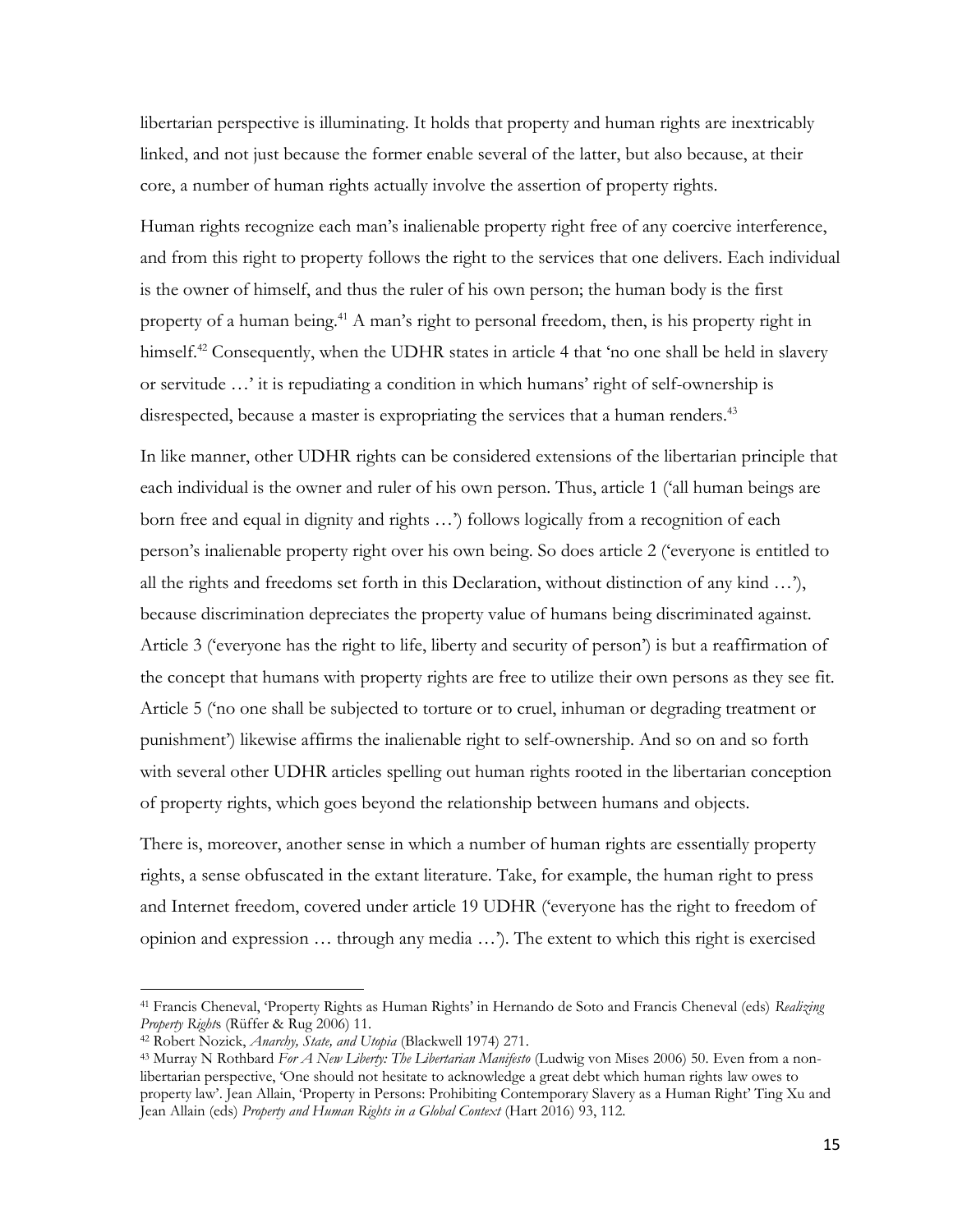libertarian perspective is illuminating. It holds that property and human rights are inextricably linked, and not just because the former enable several of the latter, but also because, at their core, a number of human rights actually involve the assertion of property rights.

Human rights recognize each man's inalienable property right free of any coercive interference, and from this right to property follows the right to the services that one delivers. Each individual is the owner of himself, and thus the ruler of his own person; the human body is the first property of a human being.[41] A man's right to personal freedom, then, is his property right in himself.[42] Consequently, when the UDHR states in article 4 that 'no one shall be held in slavery or servitude …' it is repudiating a condition in which humans' right of self-ownership is disrespected, because a master is expropriating the services that a human renders.[43]

In like manner, other UDHR rights can be considered extensions of the libertarian principle that each individual is the owner and ruler of his own person. Thus, article 1 ('all human beings are born free and equal in dignity and rights …') follows logically from a recognition of each person's inalienable property right over his own being. So does article 2 ('everyone is entitled to all the rights and freedoms set forth in this Declaration, without distinction of any kind …'), because discrimination depreciates the property value of humans being discriminated against. Article 3 ('everyone has the right to life, liberty and security of person') is but a reaffirmation of the concept that humans with property rights are free to utilize their own persons as they see fit. Article 5 ('no one shall be subjected to torture or to cruel, inhuman or degrading treatment or punishment') likewise affirms the inalienable right to self-ownership. And so on and so forth with several other UDHR articles spelling out human rights rooted in the libertarian conception of property rights, which goes beyond the relationship between humans and objects.

There is, moreover, another sense in which a number of human rights are essentially property rights, a sense obfuscated in the extant literature. Take, for example, the human right to press and Internet freedom, covered under article 19 UDHR ('everyone has the right to freedom of opinion and expression … through any media …'). The extent to which this right is exercised

---

[41] Francis Cheneval, 'Property Rights as Human Rights' in Hernando de Soto and Francis Cheneval (eds) *Realizing Property Rights* (Rüffer & Rug 2006) 11.

[42] Robert Nozick, *Anarchy, State, and Utopia* (Blackwell 1974) 271.

[43] Murray N Rothbard *For A New Liberty: The Libertarian Manifesto* (Ludwig von Mises 2006) 50. Even from a non-libertarian perspective, 'One should not hesitate to acknowledge a great debt which human rights law owes to property law'. Jean Allain, 'Property in Persons: Prohibiting Contemporary Slavery as a Human Right' Ting Xu and Jean Allain (eds) *Property and Human Rights in a Global Context* (Hart 2016) 93, 112.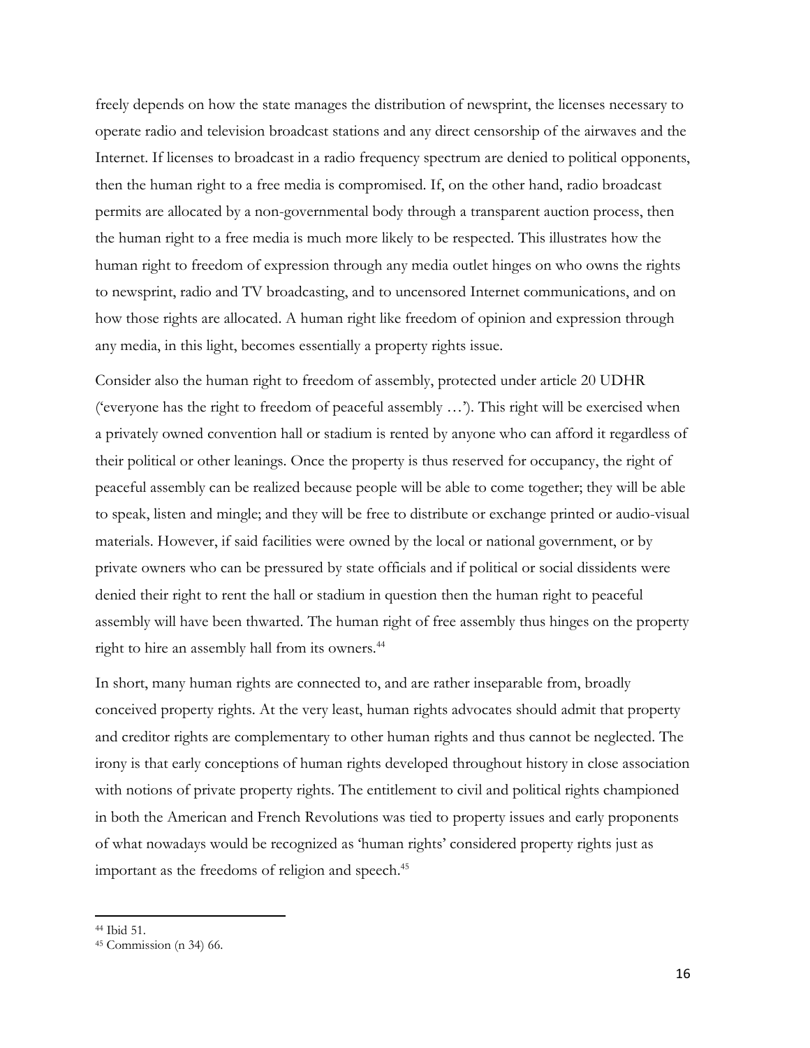freely depends on how the state manages the distribution of newsprint, the licenses necessary to operate radio and television broadcast stations and any direct censorship of the airwaves and the Internet. If licenses to broadcast in a radio frequency spectrum are denied to political opponents, then the human right to a free media is compromised. If, on the other hand, radio broadcast permits are allocated by a non-governmental body through a transparent auction process, then the human right to a free media is much more likely to be respected. This illustrates how the human right to freedom of expression through any media outlet hinges on who owns the rights to newsprint, radio and TV broadcasting, and to uncensored Internet communications, and on how those rights are allocated. A human right like freedom of opinion and expression through any media, in this light, becomes essentially a property rights issue.

Consider also the human right to freedom of assembly, protected under article 20 UDHR ('everyone has the right to freedom of peaceful assembly …'). This right will be exercised when a privately owned convention hall or stadium is rented by anyone who can afford it regardless of their political or other leanings. Once the property is thus reserved for occupancy, the right of peaceful assembly can be realized because people will be able to come together; they will be able to speak, listen and mingle; and they will be free to distribute or exchange printed or audio-visual materials. However, if said facilities were owned by the local or national government, or by private owners who can be pressured by state officials and if political or social dissidents were denied their right to rent the hall or stadium in question then the human right to peaceful assembly will have been thwarted. The human right of free assembly thus hinges on the property right to hire an assembly hall from its owners.[44]

In short, many human rights are connected to, and are rather inseparable from, broadly conceived property rights. At the very least, human rights advocates should admit that property and creditor rights are complementary to other human rights and thus cannot be neglected. The irony is that early conceptions of human rights developed throughout history in close association with notions of private property rights. The entitlement to civil and political rights championed in both the American and French Revolutions was tied to property issues and early proponents of what nowadays would be recognized as 'human rights' considered property rights just as important as the freedoms of religion and speech.[45]

---

[44] Ibid 51.

[45] Commission (n 34) 66.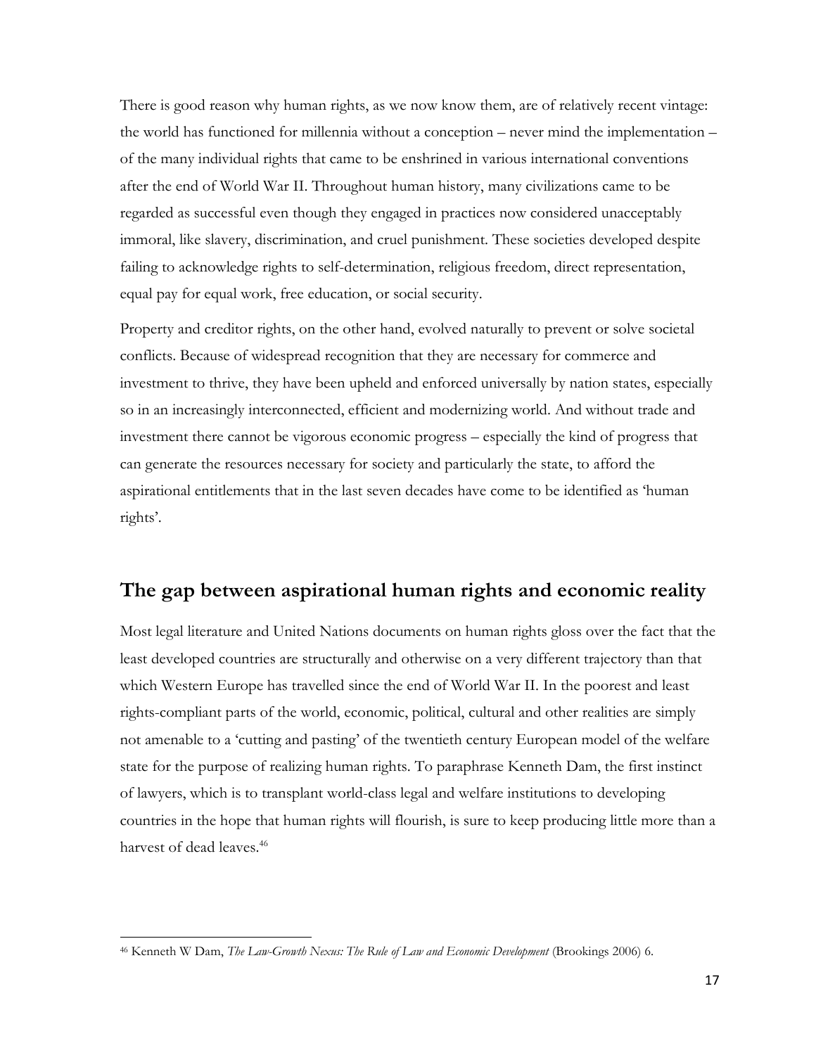There is good reason why human rights, as we now know them, are of relatively recent vintage: the world has functioned for millennia without a conception – never mind the implementation – of the many individual rights that came to be enshrined in various international conventions after the end of World War II. Throughout human history, many civilizations came to be regarded as successful even though they engaged in practices now considered unacceptably immoral, like slavery, discrimination, and cruel punishment. These societies developed despite failing to acknowledge rights to self-determination, religious freedom, direct representation, equal pay for equal work, free education, or social security.

Property and creditor rights, on the other hand, evolved naturally to prevent or solve societal conflicts. Because of widespread recognition that they are necessary for commerce and investment to thrive, they have been upheld and enforced universally by nation states, especially so in an increasingly interconnected, efficient and modernizing world. And without trade and investment there cannot be vigorous economic progress – especially the kind of progress that can generate the resources necessary for society and particularly the state, to afford the aspirational entitlements that in the last seven decades have come to be identified as 'human rights'.

## The gap between aspirational human rights and economic reality

Most legal literature and United Nations documents on human rights gloss over the fact that the least developed countries are structurally and otherwise on a very different trajectory than that which Western Europe has travelled since the end of World War II. In the poorest and least rights-compliant parts of the world, economic, political, cultural and other realities are simply not amenable to a 'cutting and pasting' of the twentieth century European model of the welfare state for the purpose of realizing human rights. To paraphrase Kenneth Dam, the first instinct of lawyers, which is to transplant world-class legal and welfare institutions to developing countries in the hope that human rights will flourish, is sure to keep producing little more than a harvest of dead leaves.[46]

---

[46] Kenneth W Dam, *The Law-Growth Nexus: The Rule of Law and Economic Development* (Brookings 2006) 6.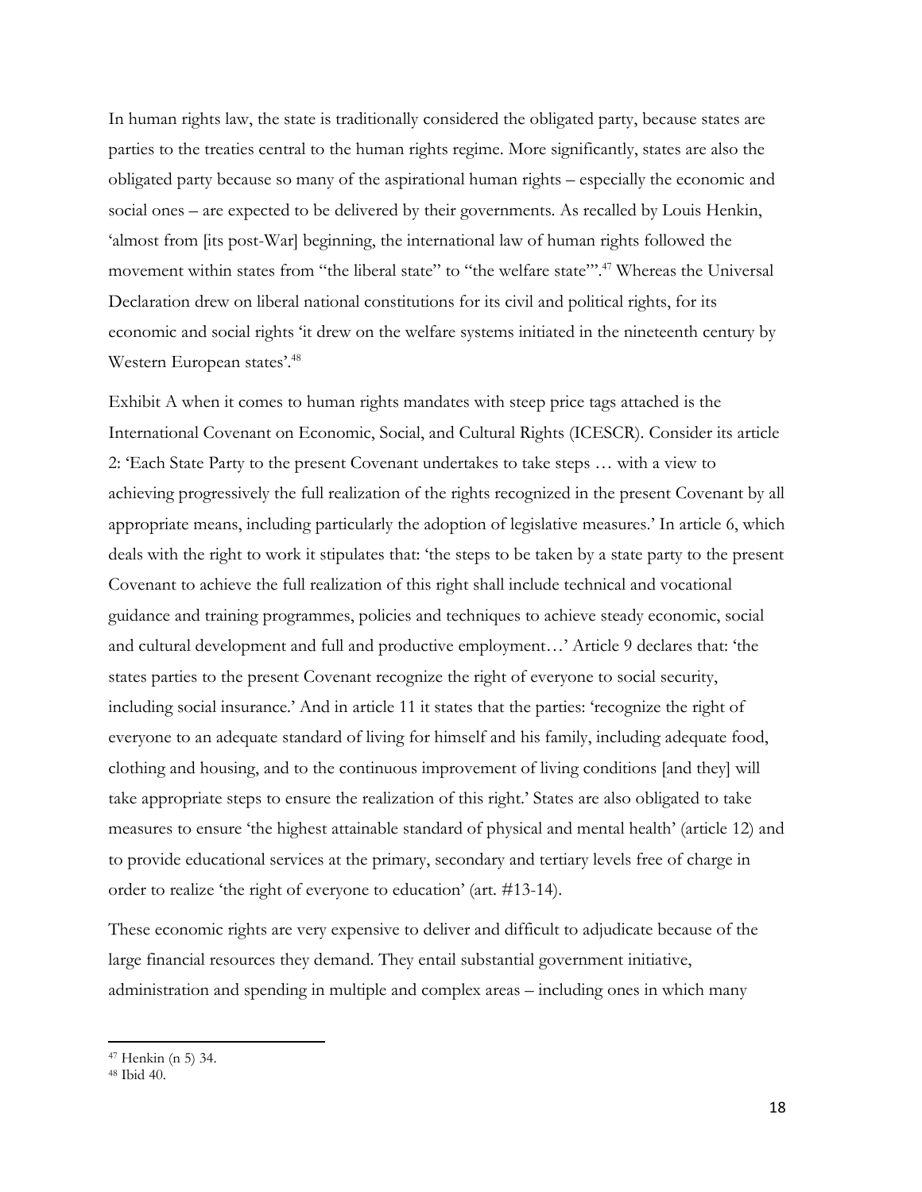In human rights law, the state is traditionally considered the obligated party, because states are parties to the treaties central to the human rights regime. More significantly, states are also the obligated party because so many of the aspirational human rights – especially the economic and social ones – are expected to be delivered by their governments. As recalled by Louis Henkin, 'almost from [its post-War] beginning, the international law of human rights followed the movement within states from "the liberal state" to "the welfare state"'.[47] Whereas the Universal Declaration drew on liberal national constitutions for its civil and political rights, for its economic and social rights 'it drew on the welfare systems initiated in the nineteenth century by Western European states'.[48]

Exhibit A when it comes to human rights mandates with steep price tags attached is the International Covenant on Economic, Social, and Cultural Rights (ICESCR). Consider its article 2: 'Each State Party to the present Covenant undertakes to take steps … with a view to achieving progressively the full realization of the rights recognized in the present Covenant by all appropriate means, including particularly the adoption of legislative measures.' In article 6, which deals with the right to work it stipulates that: 'the steps to be taken by a state party to the present Covenant to achieve the full realization of this right shall include technical and vocational guidance and training programmes, policies and techniques to achieve steady economic, social and cultural development and full and productive employment…' Article 9 declares that: 'the states parties to the present Covenant recognize the right of everyone to social security, including social insurance.' And in article 11 it states that the parties: 'recognize the right of everyone to an adequate standard of living for himself and his family, including adequate food, clothing and housing, and to the continuous improvement of living conditions [and they] will take appropriate steps to ensure the realization of this right.' States are also obligated to take measures to ensure 'the highest attainable standard of physical and mental health' (article 12) and to provide educational services at the primary, secondary and tertiary levels free of charge in order to realize 'the right of everyone to education' (art. #13-14).

These economic rights are very expensive to deliver and difficult to adjudicate because of the large financial resources they demand. They entail substantial government initiative, administration and spending in multiple and complex areas – including ones in which many

[47] Henkin (n 5) 34.

[48] Ibid 40.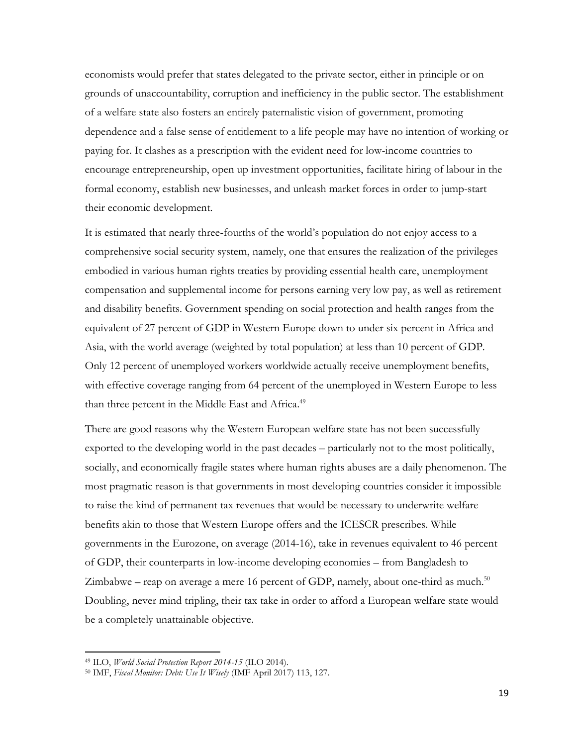economists would prefer that states delegated to the private sector, either in principle or on grounds of unaccountability, corruption and inefficiency in the public sector. The establishment of a welfare state also fosters an entirely paternalistic vision of government, promoting dependence and a false sense of entitlement to a life people may have no intention of working or paying for. It clashes as a prescription with the evident need for low-income countries to encourage entrepreneurship, open up investment opportunities, facilitate hiring of labour in the formal economy, establish new businesses, and unleash market forces in order to jump-start their economic development.

It is estimated that nearly three-fourths of the world's population do not enjoy access to a comprehensive social security system, namely, one that ensures the realization of the privileges embodied in various human rights treaties by providing essential health care, unemployment compensation and supplemental income for persons earning very low pay, as well as retirement and disability benefits. Government spending on social protection and health ranges from the equivalent of 27 percent of GDP in Western Europe down to under six percent in Africa and Asia, with the world average (weighted by total population) at less than 10 percent of GDP. Only 12 percent of unemployed workers worldwide actually receive unemployment benefits, with effective coverage ranging from 64 percent of the unemployed in Western Europe to less than three percent in the Middle East and Africa.[49]

There are good reasons why the Western European welfare state has not been successfully exported to the developing world in the past decades – particularly not to the most politically, socially, and economically fragile states where human rights abuses are a daily phenomenon. The most pragmatic reason is that governments in most developing countries consider it impossible to raise the kind of permanent tax revenues that would be necessary to underwrite welfare benefits akin to those that Western Europe offers and the ICESCR prescribes. While governments in the Eurozone, on average (2014-16), take in revenues equivalent to 46 percent of GDP, their counterparts in low-income developing economies – from Bangladesh to Zimbabwe – reap on average a mere 16 percent of GDP, namely, about one-third as much.[50] Doubling, never mind tripling, their tax take in order to afford a European welfare state would be a completely unattainable objective.

---

[49] ILO, *World Social Protection Report 2014-15* (ILO 2014).

[50] IMF, *Fiscal Monitor: Debt: Use It Wisely* (IMF April 2017) 113, 127.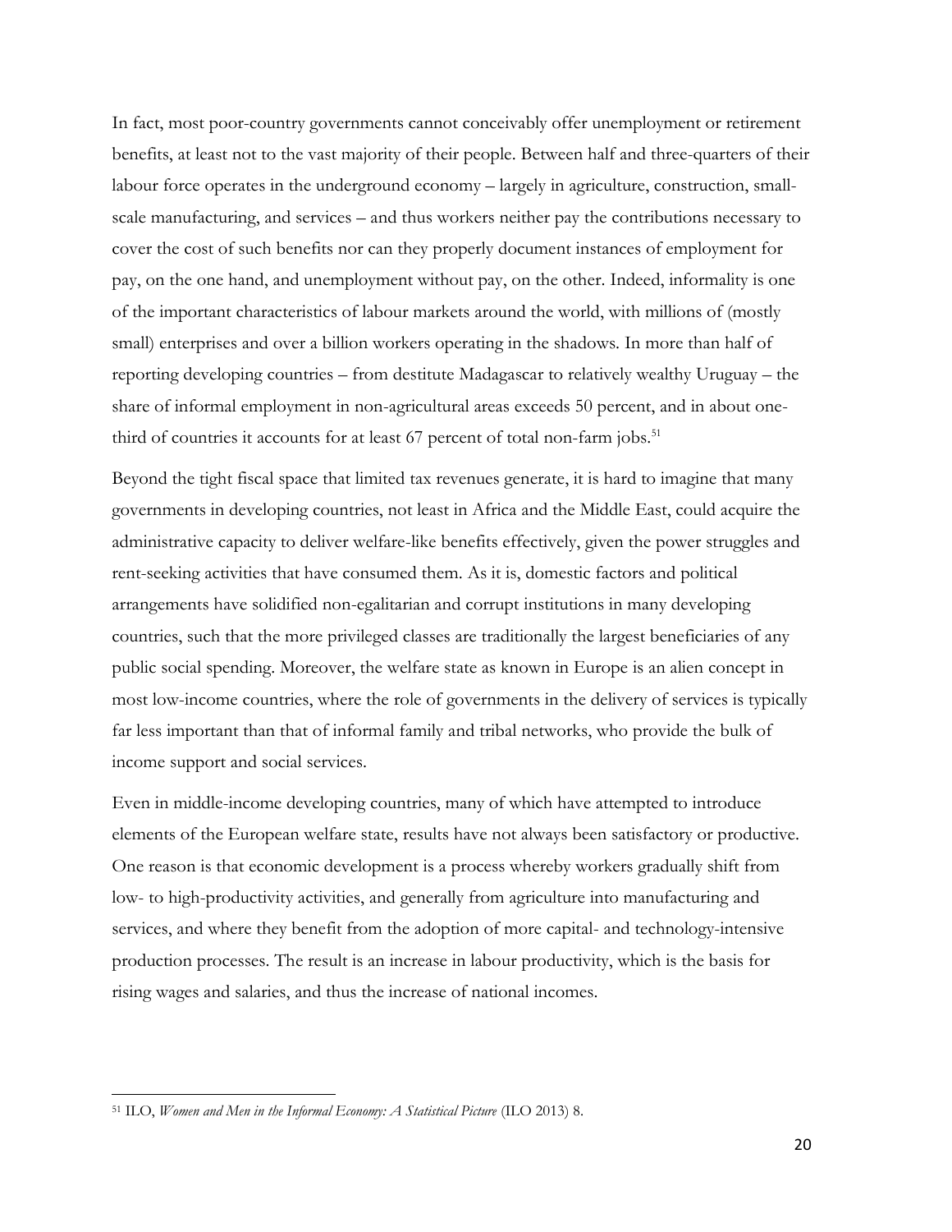In fact, most poor-country governments cannot conceivably offer unemployment or retirement benefits, at least not to the vast majority of their people. Between half and three-quarters of their labour force operates in the underground economy – largely in agriculture, construction, small-scale manufacturing, and services – and thus workers neither pay the contributions necessary to cover the cost of such benefits nor can they properly document instances of employment for pay, on the one hand, and unemployment without pay, on the other. Indeed, informality is one of the important characteristics of labour markets around the world, with millions of (mostly small) enterprises and over a billion workers operating in the shadows. In more than half of reporting developing countries – from destitute Madagascar to relatively wealthy Uruguay – the share of informal employment in non-agricultural areas exceeds 50 percent, and in about one-third of countries it accounts for at least 67 percent of total non-farm jobs.[51]

Beyond the tight fiscal space that limited tax revenues generate, it is hard to imagine that many governments in developing countries, not least in Africa and the Middle East, could acquire the administrative capacity to deliver welfare-like benefits effectively, given the power struggles and rent-seeking activities that have consumed them. As it is, domestic factors and political arrangements have solidified non-egalitarian and corrupt institutions in many developing countries, such that the more privileged classes are traditionally the largest beneficiaries of any public social spending. Moreover, the welfare state as known in Europe is an alien concept in most low-income countries, where the role of governments in the delivery of services is typically far less important than that of informal family and tribal networks, who provide the bulk of income support and social services.

Even in middle-income developing countries, many of which have attempted to introduce elements of the European welfare state, results have not always been satisfactory or productive. One reason is that economic development is a process whereby workers gradually shift from low- to high-productivity activities, and generally from agriculture into manufacturing and services, and where they benefit from the adoption of more capital- and technology-intensive production processes. The result is an increase in labour productivity, which is the basis for rising wages and salaries, and thus the increase of national incomes.

---

[51] ILO, *Women and Men in the Informal Economy: A Statistical Picture* (ILO 2013) 8.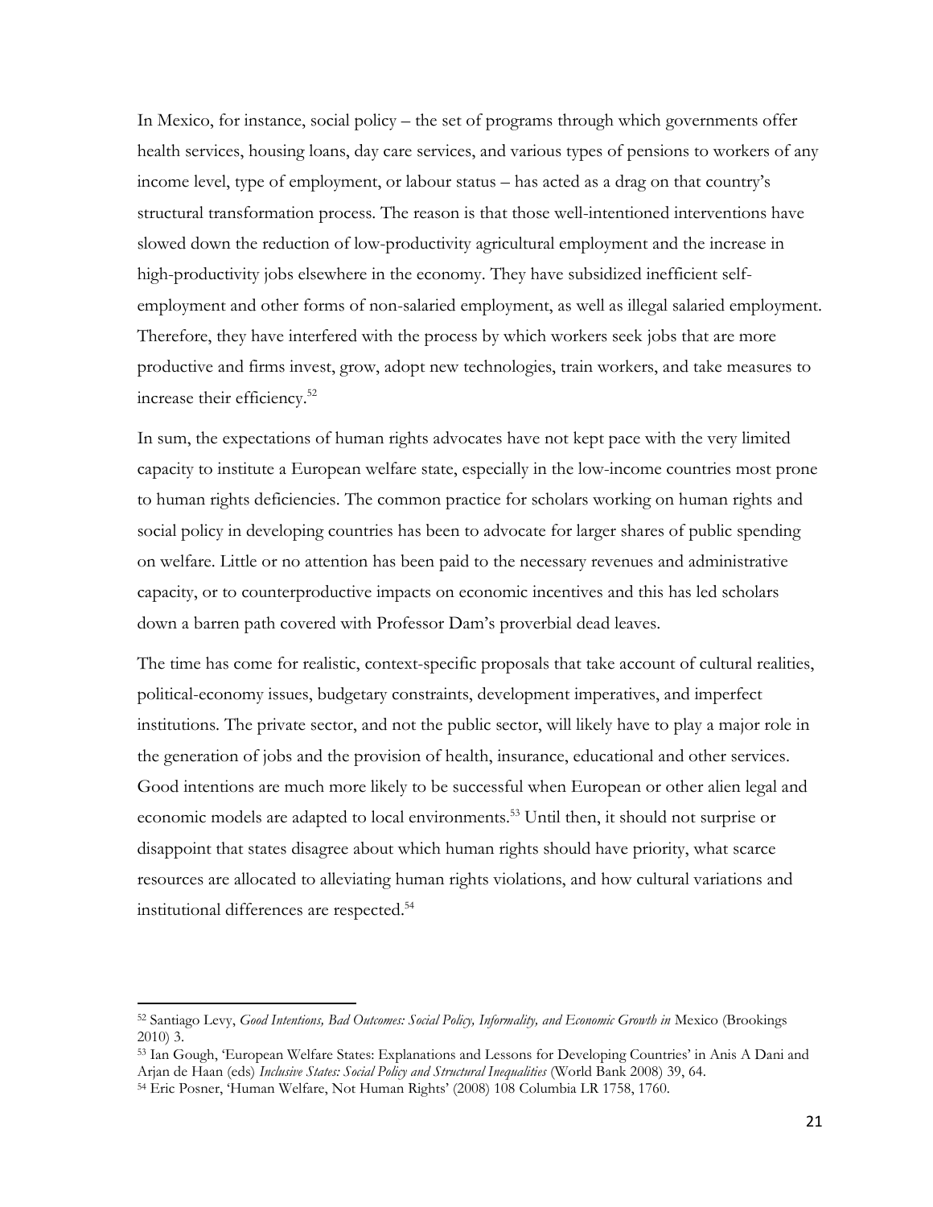In Mexico, for instance, social policy – the set of programs through which governments offer health services, housing loans, day care services, and various types of pensions to workers of any income level, type of employment, or labour status – has acted as a drag on that country's structural transformation process. The reason is that those well-intentioned interventions have slowed down the reduction of low-productivity agricultural employment and the increase in high-productivity jobs elsewhere in the economy. They have subsidized inefficient self-employment and other forms of non-salaried employment, as well as illegal salaried employment. Therefore, they have interfered with the process by which workers seek jobs that are more productive and firms invest, grow, adopt new technologies, train workers, and take measures to increase their efficiency.[52]

In sum, the expectations of human rights advocates have not kept pace with the very limited capacity to institute a European welfare state, especially in the low-income countries most prone to human rights deficiencies. The common practice for scholars working on human rights and social policy in developing countries has been to advocate for larger shares of public spending on welfare. Little or no attention has been paid to the necessary revenues and administrative capacity, or to counterproductive impacts on economic incentives and this has led scholars down a barren path covered with Professor Dam's proverbial dead leaves.

The time has come for realistic, context-specific proposals that take account of cultural realities, political-economy issues, budgetary constraints, development imperatives, and imperfect institutions. The private sector, and not the public sector, will likely have to play a major role in the generation of jobs and the provision of health, insurance, educational and other services. Good intentions are much more likely to be successful when European or other alien legal and economic models are adapted to local environments.[53] Until then, it should not surprise or disappoint that states disagree about which human rights should have priority, what scarce resources are allocated to alleviating human rights violations, and how cultural variations and institutional differences are respected.[54]

---

[52] Santiago Levy, *Good Intentions, Bad Outcomes: Social Policy, Informality, and Economic Growth in* Mexico (Brookings 2010) 3.

[53] Ian Gough, 'European Welfare States: Explanations and Lessons for Developing Countries' in Anis A Dani and Arjan de Haan (eds) *Inclusive States: Social Policy and Structural Inequalities* (World Bank 2008) 39, 64.

[54] Eric Posner, 'Human Welfare, Not Human Rights' (2008) 108 Columbia LR 1758, 1760.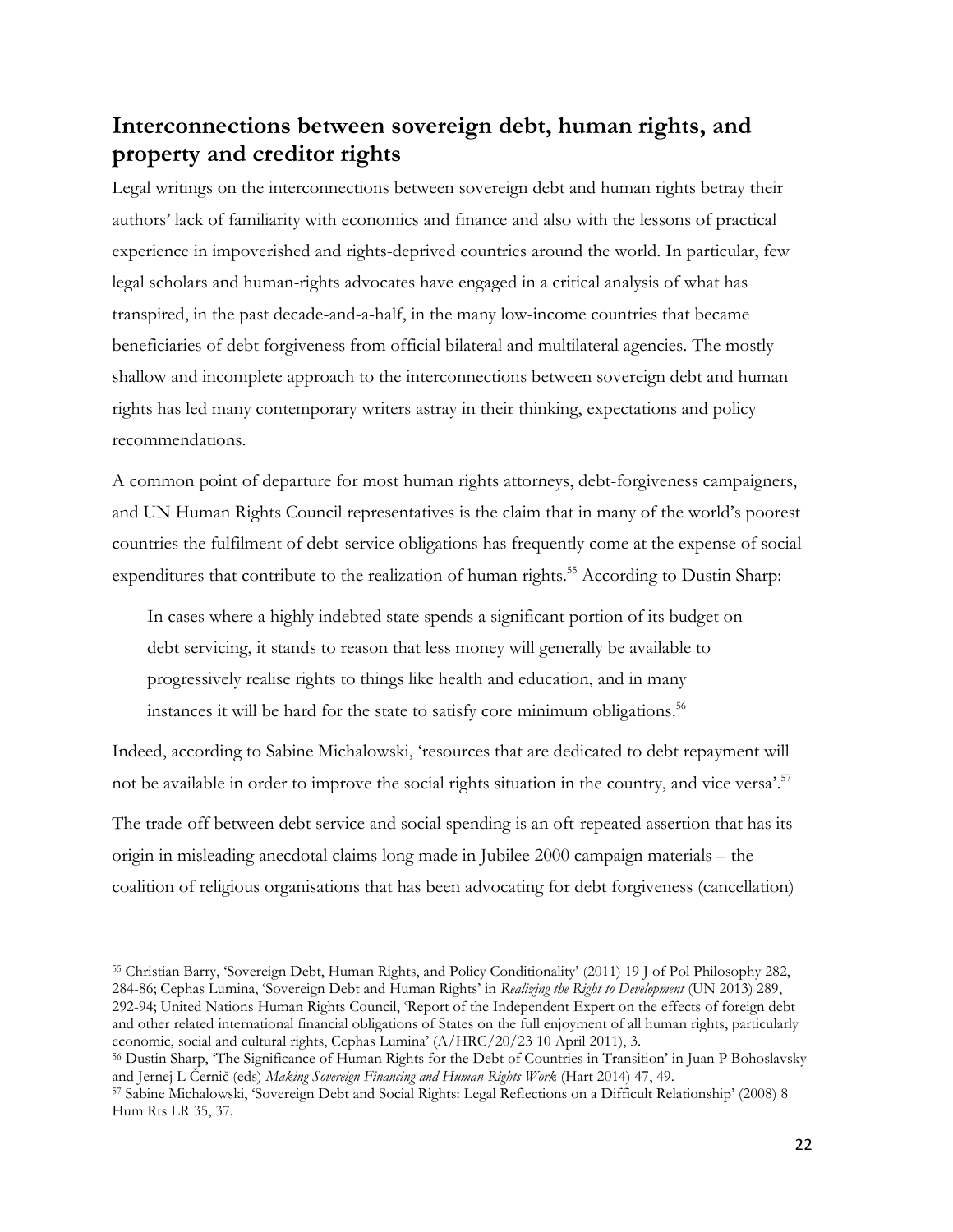## Interconnections between sovereign debt, human rights, and property and creditor rights

Legal writings on the interconnections between sovereign debt and human rights betray their authors' lack of familiarity with economics and finance and also with the lessons of practical experience in impoverished and rights-deprived countries around the world. In particular, few legal scholars and human-rights advocates have engaged in a critical analysis of what has transpired, in the past decade-and-a-half, in the many low-income countries that became beneficiaries of debt forgiveness from official bilateral and multilateral agencies. The mostly shallow and incomplete approach to the interconnections between sovereign debt and human rights has led many contemporary writers astray in their thinking, expectations and policy recommendations.

A common point of departure for most human rights attorneys, debt-forgiveness campaigners, and UN Human Rights Council representatives is the claim that in many of the world's poorest countries the fulfilment of debt-service obligations has frequently come at the expense of social expenditures that contribute to the realization of human rights.[55] According to Dustin Sharp:

> In cases where a highly indebted state spends a significant portion of its budget on debt servicing, it stands to reason that less money will generally be available to progressively realise rights to things like health and education, and in many instances it will be hard for the state to satisfy core minimum obligations.[56]

Indeed, according to Sabine Michalowski, 'resources that are dedicated to debt repayment will not be available in order to improve the social rights situation in the country, and vice versa'.[57]

The trade-off between debt service and social spending is an oft-repeated assertion that has its origin in misleading anecdotal claims long made in Jubilee 2000 campaign materials – the coalition of religious organisations that has been advocating for debt forgiveness (cancellation)

---

[55] Christian Barry, 'Sovereign Debt, Human Rights, and Policy Conditionality' (2011) 19 J of Pol Philosophy 282, 284-86; Cephas Lumina, 'Sovereign Debt and Human Rights' in *Realizing the Right to Development* (UN 2013) 289, 292-94; United Nations Human Rights Council, 'Report of the Independent Expert on the effects of foreign debt and other related international financial obligations of States on the full enjoyment of all human rights, particularly economic, social and cultural rights, Cephas Lumina' (A/HRC/20/23 10 April 2011), 3.

[56] Dustin Sharp, 'The Significance of Human Rights for the Debt of Countries in Transition' in Juan P Bohoslavsky and Jernej L Černič (eds) *Making Sovereign Financing and Human Rights Work* (Hart 2014) 47, 49.

[57] Sabine Michalowski, 'Sovereign Debt and Social Rights: Legal Reflections on a Difficult Relationship' (2008) 8 Hum Rts LR 35, 37.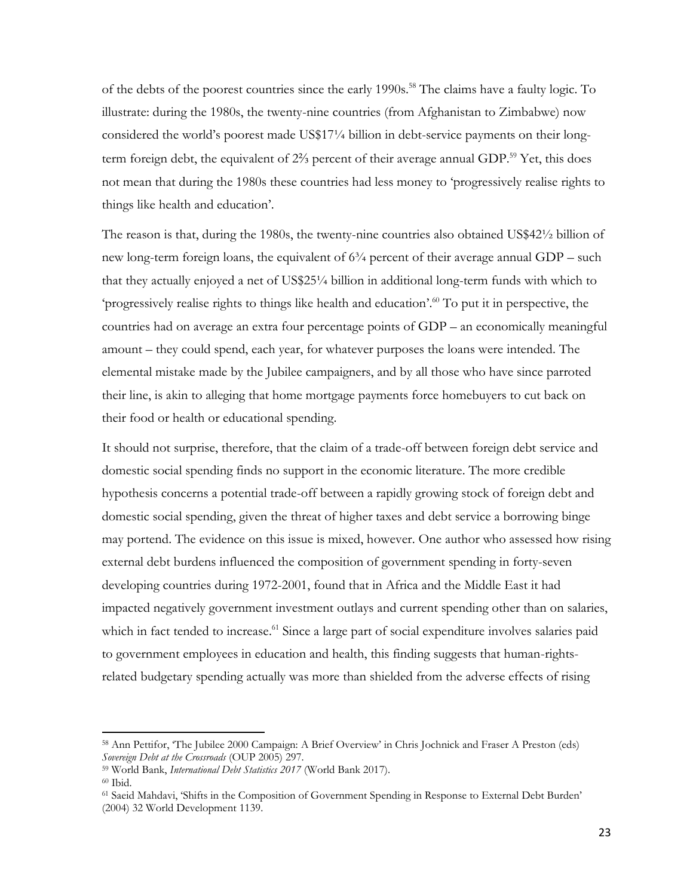of the debts of the poorest countries since the early 1990s.[58] The claims have a faulty logic. To illustrate: during the 1980s, the twenty-nine countries (from Afghanistan to Zimbabwe) now considered the world's poorest made US$17¼ billion in debt-service payments on their long-term foreign debt, the equivalent of 2⅔ percent of their average annual GDP.[59] Yet, this does not mean that during the 1980s these countries had less money to 'progressively realise rights to things like health and education'.

The reason is that, during the 1980s, the twenty-nine countries also obtained US$42½ billion of new long-term foreign loans, the equivalent of 6¾ percent of their average annual GDP – such that they actually enjoyed a net of US$25¼ billion in additional long-term funds with which to 'progressively realise rights to things like health and education'.[60] To put it in perspective, the countries had on average an extra four percentage points of GDP – an economically meaningful amount – they could spend, each year, for whatever purposes the loans were intended. The elemental mistake made by the Jubilee campaigners, and by all those who have since parroted their line, is akin to alleging that home mortgage payments force homebuyers to cut back on their food or health or educational spending.

It should not surprise, therefore, that the claim of a trade-off between foreign debt service and domestic social spending finds no support in the economic literature. The more credible hypothesis concerns a potential trade-off between a rapidly growing stock of foreign debt and domestic social spending, given the threat of higher taxes and debt service a borrowing binge may portend. The evidence on this issue is mixed, however. One author who assessed how rising external debt burdens influenced the composition of government spending in forty-seven developing countries during 1972-2001, found that in Africa and the Middle East it had impacted negatively government investment outlays and current spending other than on salaries, which in fact tended to increase.[61] Since a large part of social expenditure involves salaries paid to government employees in education and health, this finding suggests that human-rights-related budgetary spending actually was more than shielded from the adverse effects of rising

---

[58] Ann Pettifor, 'The Jubilee 2000 Campaign: A Brief Overview' in Chris Jochnick and Fraser A Preston (eds) *Sovereign Debt at the Crossroads* (OUP 2005) 297.

[59] World Bank, *International Debt Statistics 2017* (World Bank 2017).

[60] Ibid.

[61] Saeid Mahdavi, 'Shifts in the Composition of Government Spending in Response to External Debt Burden' (2004) 32 World Development 1139.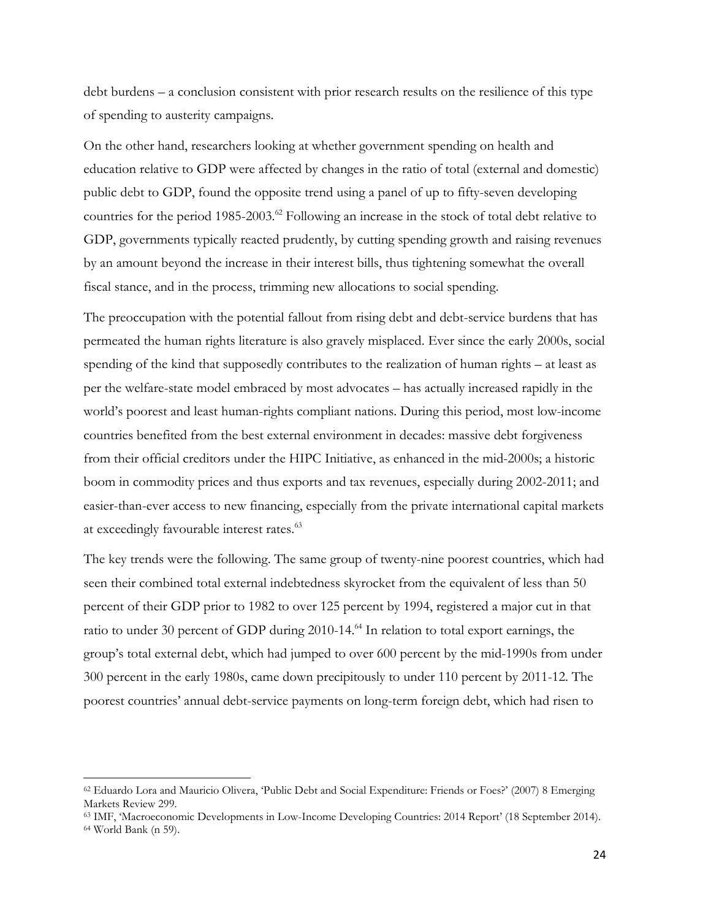debt burdens – a conclusion consistent with prior research results on the resilience of this type of spending to austerity campaigns.

On the other hand, researchers looking at whether government spending on health and education relative to GDP were affected by changes in the ratio of total (external and domestic) public debt to GDP, found the opposite trend using a panel of up to fifty-seven developing countries for the period 1985-2003.[62] Following an increase in the stock of total debt relative to GDP, governments typically reacted prudently, by cutting spending growth and raising revenues by an amount beyond the increase in their interest bills, thus tightening somewhat the overall fiscal stance, and in the process, trimming new allocations to social spending.

The preoccupation with the potential fallout from rising debt and debt-service burdens that has permeated the human rights literature is also gravely misplaced. Ever since the early 2000s, social spending of the kind that supposedly contributes to the realization of human rights – at least as per the welfare-state model embraced by most advocates – has actually increased rapidly in the world's poorest and least human-rights compliant nations. During this period, most low-income countries benefited from the best external environment in decades: massive debt forgiveness from their official creditors under the HIPC Initiative, as enhanced in the mid-2000s; a historic boom in commodity prices and thus exports and tax revenues, especially during 2002-2011; and easier-than-ever access to new financing, especially from the private international capital markets at exceedingly favourable interest rates.[63]

The key trends were the following. The same group of twenty-nine poorest countries, which had seen their combined total external indebtedness skyrocket from the equivalent of less than 50 percent of their GDP prior to 1982 to over 125 percent by 1994, registered a major cut in that ratio to under 30 percent of GDP during 2010-14.[64] In relation to total export earnings, the group's total external debt, which had jumped to over 600 percent by the mid-1990s from under 300 percent in the early 1980s, came down precipitously to under 110 percent by 2011-12. The poorest countries' annual debt-service payments on long-term foreign debt, which had risen to

---

[62] Eduardo Lora and Mauricio Olivera, 'Public Debt and Social Expenditure: Friends or Foes?' (2007) 8 Emerging Markets Review 299.

[63] IMF, 'Macroeconomic Developments in Low-Income Developing Countries: 2014 Report' (18 September 2014).

[64] World Bank (n 59).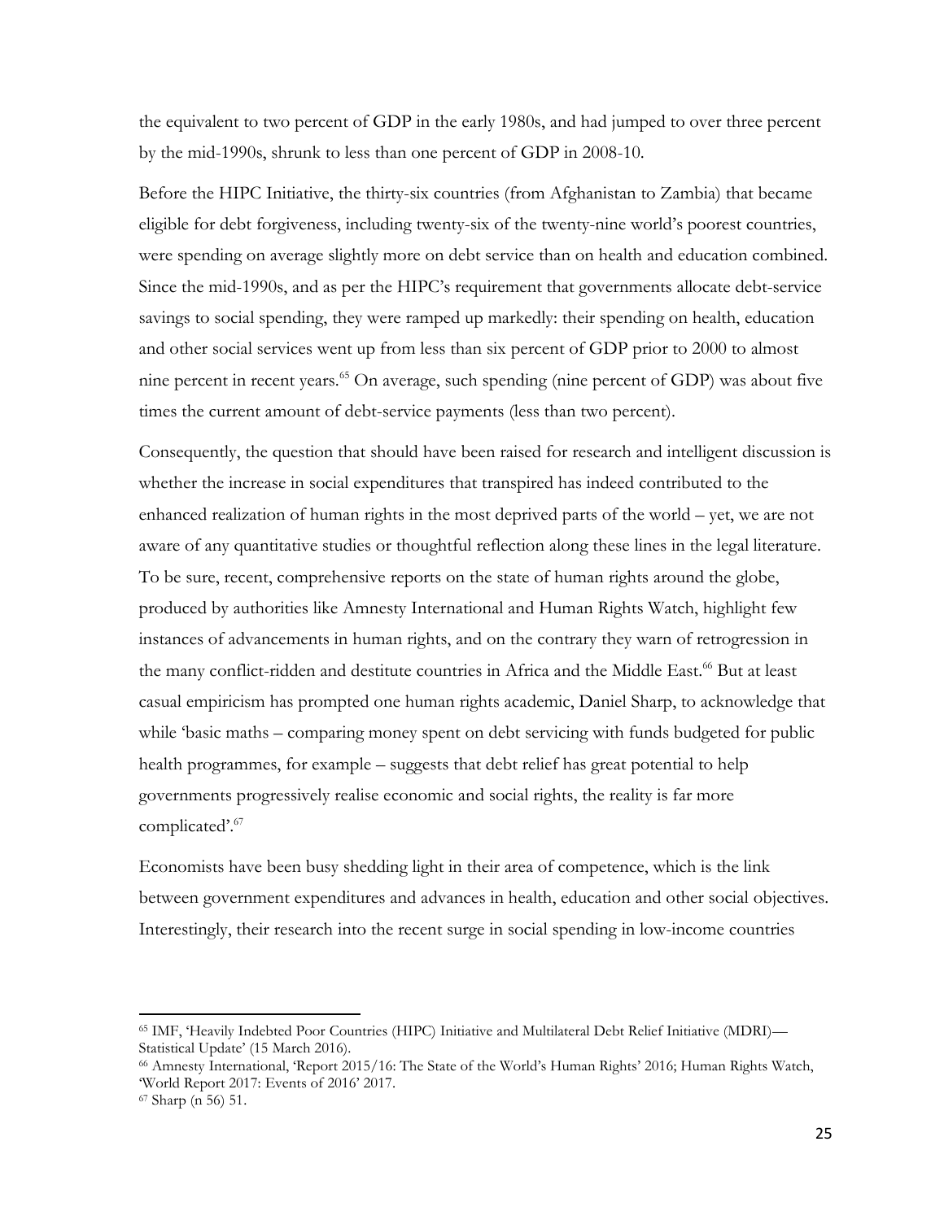the equivalent to two percent of GDP in the early 1980s, and had jumped to over three percent by the mid-1990s, shrunk to less than one percent of GDP in 2008-10.

Before the HIPC Initiative, the thirty-six countries (from Afghanistan to Zambia) that became eligible for debt forgiveness, including twenty-six of the twenty-nine world's poorest countries, were spending on average slightly more on debt service than on health and education combined. Since the mid-1990s, and as per the HIPC's requirement that governments allocate debt-service savings to social spending, they were ramped up markedly: their spending on health, education and other social services went up from less than six percent of GDP prior to 2000 to almost nine percent in recent years.[65] On average, such spending (nine percent of GDP) was about five times the current amount of debt-service payments (less than two percent).

Consequently, the question that should have been raised for research and intelligent discussion is whether the increase in social expenditures that transpired has indeed contributed to the enhanced realization of human rights in the most deprived parts of the world – yet, we are not aware of any quantitative studies or thoughtful reflection along these lines in the legal literature. To be sure, recent, comprehensive reports on the state of human rights around the globe, produced by authorities like Amnesty International and Human Rights Watch, highlight few instances of advancements in human rights, and on the contrary they warn of retrogression in the many conflict-ridden and destitute countries in Africa and the Middle East.[66] But at least casual empiricism has prompted one human rights academic, Daniel Sharp, to acknowledge that while 'basic maths – comparing money spent on debt servicing with funds budgeted for public health programmes, for example – suggests that debt relief has great potential to help governments progressively realise economic and social rights, the reality is far more complicated'.[67]

Economists have been busy shedding light in their area of competence, which is the link between government expenditures and advances in health, education and other social objectives. Interestingly, their research into the recent surge in social spending in low-income countries

---

[65] IMF, 'Heavily Indebted Poor Countries (HIPC) Initiative and Multilateral Debt Relief Initiative (MDRI)—Statistical Update' (15 March 2016).

[66] Amnesty International, 'Report 2015/16: The State of the World's Human Rights' 2016; Human Rights Watch, 'World Report 2017: Events of 2016' 2017.

[67] Sharp (n 56) 51.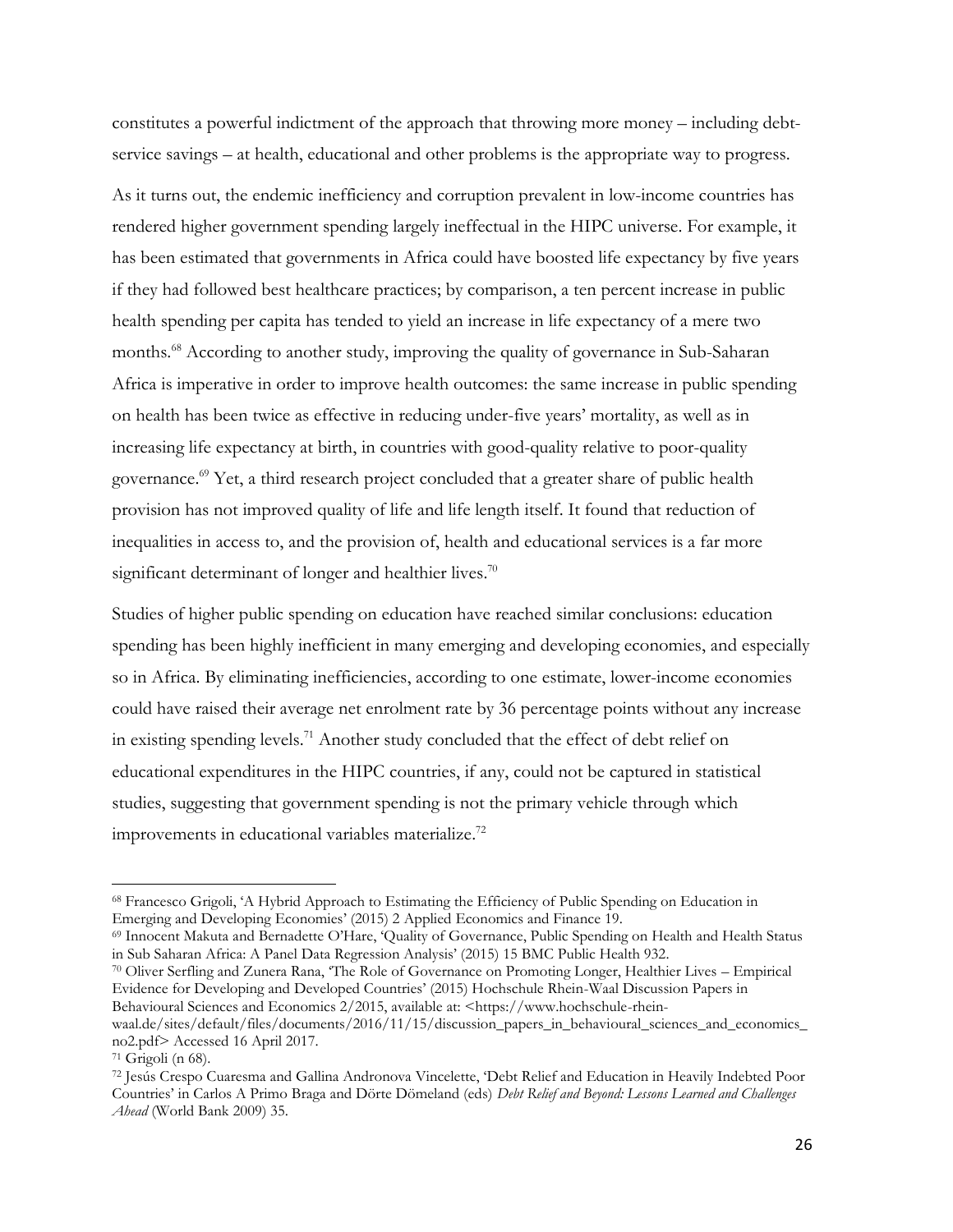constitutes a powerful indictment of the approach that throwing more money – including debt-service savings – at health, educational and other problems is the appropriate way to progress.

As it turns out, the endemic inefficiency and corruption prevalent in low-income countries has rendered higher government spending largely ineffectual in the HIPC universe. For example, it has been estimated that governments in Africa could have boosted life expectancy by five years if they had followed best healthcare practices; by comparison, a ten percent increase in public health spending per capita has tended to yield an increase in life expectancy of a mere two months.[68] According to another study, improving the quality of governance in Sub-Saharan Africa is imperative in order to improve health outcomes: the same increase in public spending on health has been twice as effective in reducing under-five years' mortality, as well as in increasing life expectancy at birth, in countries with good-quality relative to poor-quality governance.[69] Yet, a third research project concluded that a greater share of public health provision has not improved quality of life and life length itself. It found that reduction of inequalities in access to, and the provision of, health and educational services is a far more significant determinant of longer and healthier lives.[70]

Studies of higher public spending on education have reached similar conclusions: education spending has been highly inefficient in many emerging and developing economies, and especially so in Africa. By eliminating inefficiencies, according to one estimate, lower-income economies could have raised their average net enrolment rate by 36 percentage points without any increase in existing spending levels.[71] Another study concluded that the effect of debt relief on educational expenditures in the HIPC countries, if any, could not be captured in statistical studies, suggesting that government spending is not the primary vehicle through which improvements in educational variables materialize.[72]

---

[68] Francesco Grigoli, 'A Hybrid Approach to Estimating the Efficiency of Public Spending on Education in Emerging and Developing Economies' (2015) 2 Applied Economics and Finance 19.

[69] Innocent Makuta and Bernadette O'Hare, 'Quality of Governance, Public Spending on Health and Health Status in Sub Saharan Africa: A Panel Data Regression Analysis' (2015) 15 BMC Public Health 932.

[70] Oliver Serfling and Zunera Rana, 'The Role of Governance on Promoting Longer, Healthier Lives – Empirical Evidence for Developing and Developed Countries' (2015) Hochschule Rhein-Waal Discussion Papers in Behavioural Sciences and Economics 2/2015, available at: <https://www.hochschule-rhein-waal.de/sites/default/files/documents/2016/11/15/discussion_papers_in_behavioural_sciences_and_economics_no2.pdf> Accessed 16 April 2017.

[71] Grigoli (n 68).

[72] Jesús Crespo Cuaresma and Gallina Andronova Vincelette, 'Debt Relief and Education in Heavily Indebted Poor Countries' in Carlos A Primo Braga and Dörte Dömeland (eds) *Debt Relief and Beyond: Lessons Learned and Challenges Ahead* (World Bank 2009) 35.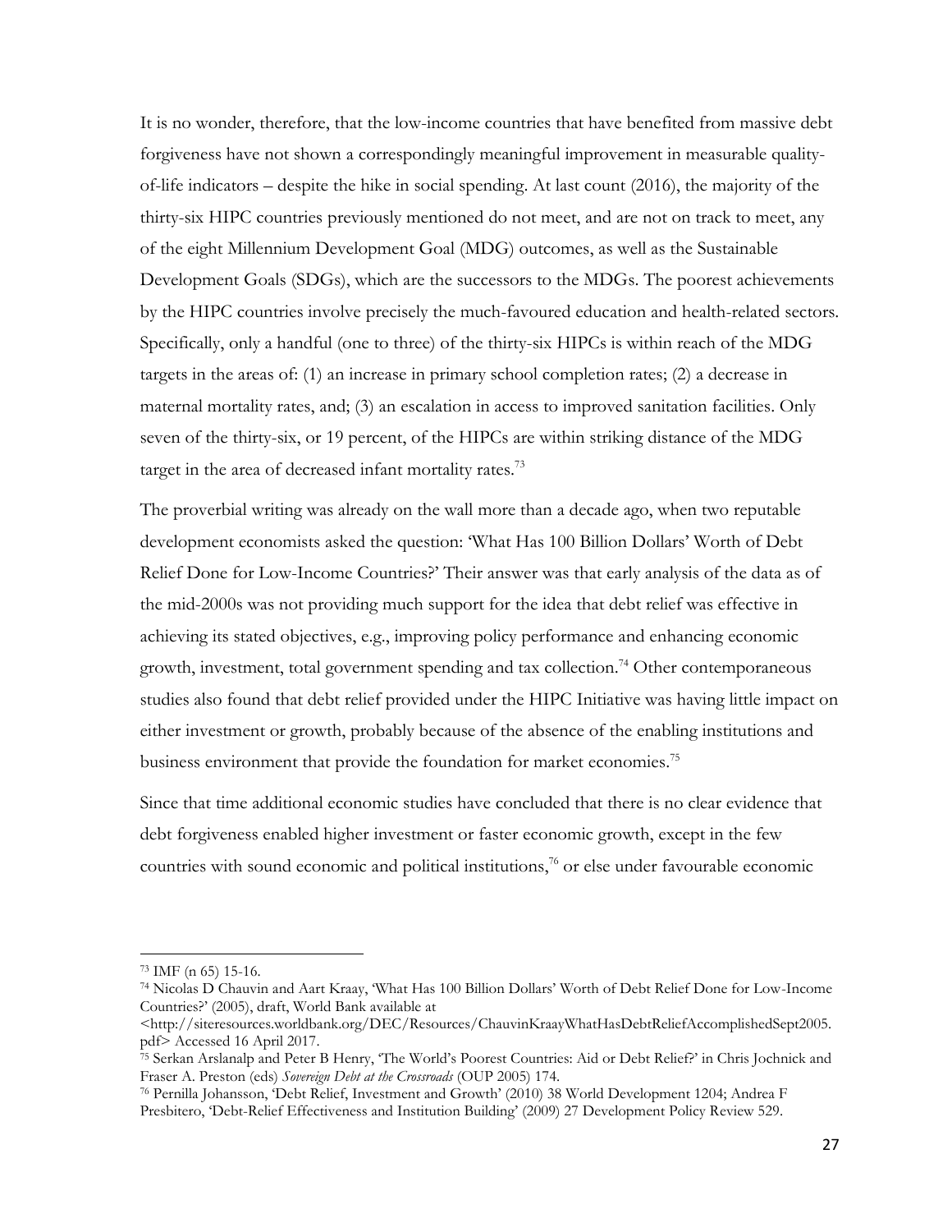It is no wonder, therefore, that the low-income countries that have benefited from massive debt forgiveness have not shown a correspondingly meaningful improvement in measurable quality-of-life indicators – despite the hike in social spending. At last count (2016), the majority of the thirty-six HIPC countries previously mentioned do not meet, and are not on track to meet, any of the eight Millennium Development Goal (MDG) outcomes, as well as the Sustainable Development Goals (SDGs), which are the successors to the MDGs. The poorest achievements by the HIPC countries involve precisely the much-favoured education and health-related sectors. Specifically, only a handful (one to three) of the thirty-six HIPCs is within reach of the MDG targets in the areas of: (1) an increase in primary school completion rates; (2) a decrease in maternal mortality rates, and; (3) an escalation in access to improved sanitation facilities. Only seven of the thirty-six, or 19 percent, of the HIPCs are within striking distance of the MDG target in the area of decreased infant mortality rates.[73]

The proverbial writing was already on the wall more than a decade ago, when two reputable development economists asked the question: 'What Has 100 Billion Dollars' Worth of Debt Relief Done for Low-Income Countries?' Their answer was that early analysis of the data as of the mid-2000s was not providing much support for the idea that debt relief was effective in achieving its stated objectives, e.g., improving policy performance and enhancing economic growth, investment, total government spending and tax collection.[74] Other contemporaneous studies also found that debt relief provided under the HIPC Initiative was having little impact on either investment or growth, probably because of the absence of the enabling institutions and business environment that provide the foundation for market economies.[75]

Since that time additional economic studies have concluded that there is no clear evidence that debt forgiveness enabled higher investment or faster economic growth, except in the few countries with sound economic and political institutions,[76] or else under favourable economic

---

[73] IMF (n 65) 15-16.

[74] Nicolas D Chauvin and Aart Kraay, 'What Has 100 Billion Dollars' Worth of Debt Relief Done for Low-Income Countries?' (2005), draft, World Bank available at <http://siteresources.worldbank.org/DEC/Resources/ChauvinKraayWhatHasDebtReliefAccomplishedSept2005.pdf> Accessed 16 April 2017.

[75] Serkan Arslanalp and Peter B Henry, 'The World's Poorest Countries: Aid or Debt Relief?' in Chris Jochnick and Fraser A. Preston (eds) *Sovereign Debt at the Crossroads* (OUP 2005) 174.

[76] Pernilla Johansson, 'Debt Relief, Investment and Growth' (2010) 38 World Development 1204; Andrea F Presbitero, 'Debt-Relief Effectiveness and Institution Building' (2009) 27 Development Policy Review 529.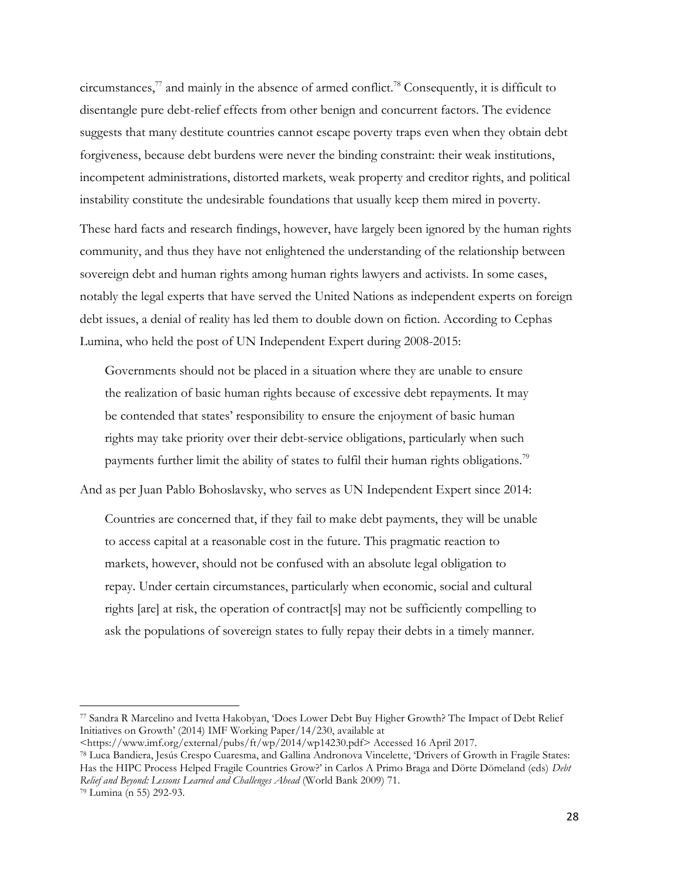circumstances,[77] and mainly in the absence of armed conflict.[78] Consequently, it is difficult to disentangle pure debt-relief effects from other benign and concurrent factors. The evidence suggests that many destitute countries cannot escape poverty traps even when they obtain debt forgiveness, because debt burdens were never the binding constraint: their weak institutions, incompetent administrations, distorted markets, weak property and creditor rights, and political instability constitute the undesirable foundations that usually keep them mired in poverty.

These hard facts and research findings, however, have largely been ignored by the human rights community, and thus they have not enlightened the understanding of the relationship between sovereign debt and human rights among human rights lawyers and activists. In some cases, notably the legal experts that have served the United Nations as independent experts on foreign debt issues, a denial of reality has led them to double down on fiction. According to Cephas Lumina, who held the post of UN Independent Expert during 2008-2015:

> Governments should not be placed in a situation where they are unable to ensure the realization of basic human rights because of excessive debt repayments. It may be contended that states' responsibility to ensure the enjoyment of basic human rights may take priority over their debt-service obligations, particularly when such payments further limit the ability of states to fulfil their human rights obligations.[79]

And as per Juan Pablo Bohoslavsky, who serves as UN Independent Expert since 2014:

> Countries are concerned that, if they fail to make debt payments, they will be unable to access capital at a reasonable cost in the future. This pragmatic reaction to markets, however, should not be confused with an absolute legal obligation to repay. Under certain circumstances, particularly when economic, social and cultural rights [are] at risk, the operation of contract[s] may not be sufficiently compelling to ask the populations of sovereign states to fully repay their debts in a timely manner.

---

[77] Sandra R Marcelino and Ivetta Hakobyan, 'Does Lower Debt Buy Higher Growth? The Impact of Debt Relief Initiatives on Growth' (2014) IMF Working Paper/14/230, available at <https://www.imf.org/external/pubs/ft/wp/2014/wp14230.pdf> Accessed 16 April 2017.

[78] Luca Bandiera, Jesús Crespo Cuaresma, and Gallina Andronova Vincelette, 'Drivers of Growth in Fragile States: Has the HIPC Process Helped Fragile Countries Grow?' in Carlos A Primo Braga and Dörte Dömeland (eds) *Debt Relief and Beyond: Lessons Learned and Challenges Ahead* (World Bank 2009) 71.

[79] Lumina (n 55) 292-93.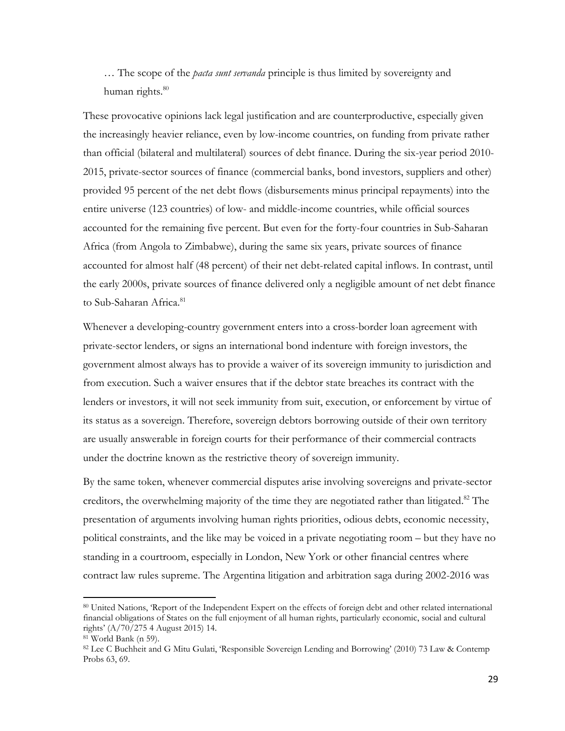> … The scope of the *pacta sunt servanda* principle is thus limited by sovereignty and human rights.[80]

These provocative opinions lack legal justification and are counterproductive, especially given the increasingly heavier reliance, even by low-income countries, on funding from private rather than official (bilateral and multilateral) sources of debt finance. During the six-year period 2010-2015, private-sector sources of finance (commercial banks, bond investors, suppliers and other) provided 95 percent of the net debt flows (disbursements minus principal repayments) into the entire universe (123 countries) of low- and middle-income countries, while official sources accounted for the remaining five percent. But even for the forty-four countries in Sub-Saharan Africa (from Angola to Zimbabwe), during the same six years, private sources of finance accounted for almost half (48 percent) of their net debt-related capital inflows. In contrast, until the early 2000s, private sources of finance delivered only a negligible amount of net debt finance to Sub-Saharan Africa.[81]

Whenever a developing-country government enters into a cross-border loan agreement with private-sector lenders, or signs an international bond indenture with foreign investors, the government almost always has to provide a waiver of its sovereign immunity to jurisdiction and from execution. Such a waiver ensures that if the debtor state breaches its contract with the lenders or investors, it will not seek immunity from suit, execution, or enforcement by virtue of its status as a sovereign. Therefore, sovereign debtors borrowing outside of their own territory are usually answerable in foreign courts for their performance of their commercial contracts under the doctrine known as the restrictive theory of sovereign immunity.

By the same token, whenever commercial disputes arise involving sovereigns and private-sector creditors, the overwhelming majority of the time they are negotiated rather than litigated.[82] The presentation of arguments involving human rights priorities, odious debts, economic necessity, political constraints, and the like may be voiced in a private negotiating room – but they have no standing in a courtroom, especially in London, New York or other financial centres where contract law rules supreme. The Argentina litigation and arbitration saga during 2002-2016 was

---

[80] United Nations, 'Report of the Independent Expert on the effects of foreign debt and other related international financial obligations of States on the full enjoyment of all human rights, particularly economic, social and cultural rights' (A/70/275 4 August 2015) 14.

[81] World Bank (n 59).

[82] Lee C Buchheit and G Mitu Gulati, 'Responsible Sovereign Lending and Borrowing' (2010) 73 Law & Contemp Probs 63, 69.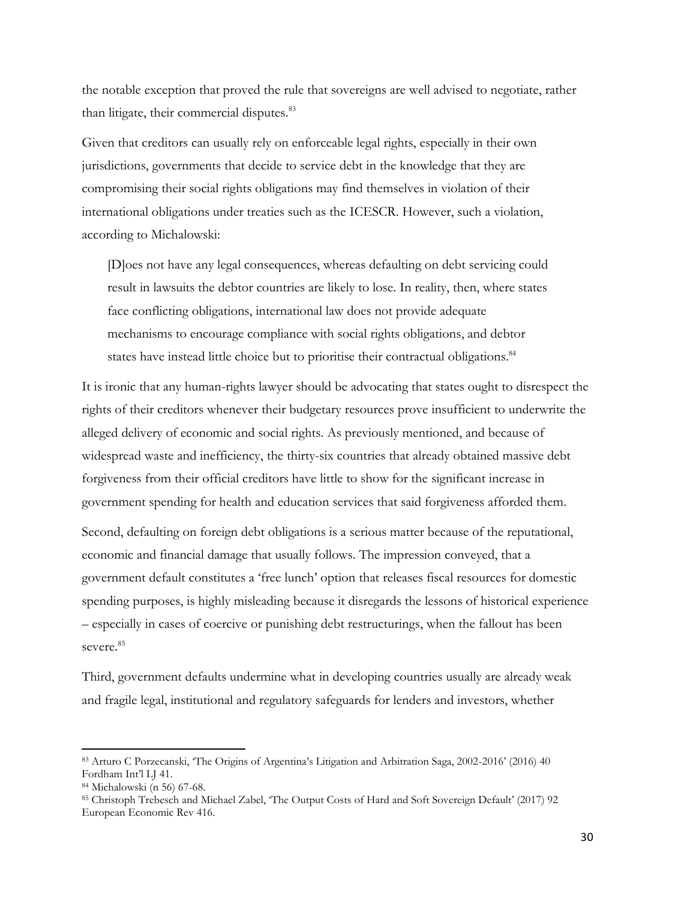the notable exception that proved the rule that sovereigns are well advised to negotiate, rather than litigate, their commercial disputes.[83]

Given that creditors can usually rely on enforceable legal rights, especially in their own jurisdictions, governments that decide to service debt in the knowledge that they are compromising their social rights obligations may find themselves in violation of their international obligations under treaties such as the ICESCR. However, such a violation, according to Michalowski:

> [D]oes not have any legal consequences, whereas defaulting on debt servicing could result in lawsuits the debtor countries are likely to lose. In reality, then, where states face conflicting obligations, international law does not provide adequate mechanisms to encourage compliance with social rights obligations, and debtor states have instead little choice but to prioritise their contractual obligations.[84]

It is ironic that any human-rights lawyer should be advocating that states ought to disrespect the rights of their creditors whenever their budgetary resources prove insufficient to underwrite the alleged delivery of economic and social rights. As previously mentioned, and because of widespread waste and inefficiency, the thirty-six countries that already obtained massive debt forgiveness from their official creditors have little to show for the significant increase in government spending for health and education services that said forgiveness afforded them.

Second, defaulting on foreign debt obligations is a serious matter because of the reputational, economic and financial damage that usually follows. The impression conveyed, that a government default constitutes a 'free lunch' option that releases fiscal resources for domestic spending purposes, is highly misleading because it disregards the lessons of historical experience – especially in cases of coercive or punishing debt restructurings, when the fallout has been severe.[85]

Third, government defaults undermine what in developing countries usually are already weak and fragile legal, institutional and regulatory safeguards for lenders and investors, whether

---

[83] Arturo C Porzecanski, 'The Origins of Argentina's Litigation and Arbitration Saga, 2002-2016' (2016) 40 Fordham Int'l LJ 41.

[84] Michalowski (n 56) 67-68.

[85] Christoph Trebesch and Michael Zabel, 'The Output Costs of Hard and Soft Sovereign Default' (2017) 92 European Economic Rev 416.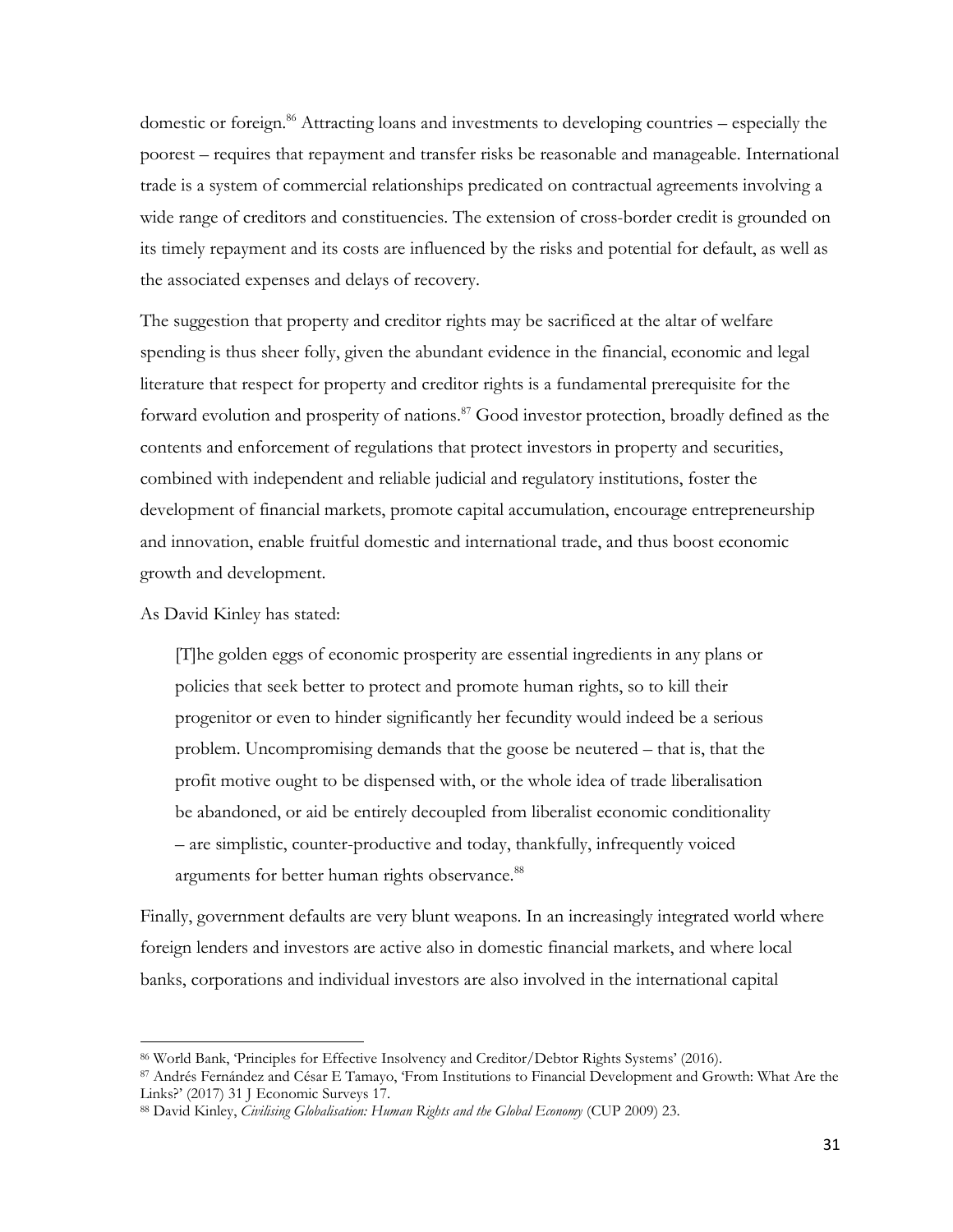domestic or foreign.[86] Attracting loans and investments to developing countries – especially the poorest – requires that repayment and transfer risks be reasonable and manageable. International trade is a system of commercial relationships predicated on contractual agreements involving a wide range of creditors and constituencies. The extension of cross-border credit is grounded on its timely repayment and its costs are influenced by the risks and potential for default, as well as the associated expenses and delays of recovery.

The suggestion that property and creditor rights may be sacrificed at the altar of welfare spending is thus sheer folly, given the abundant evidence in the financial, economic and legal literature that respect for property and creditor rights is a fundamental prerequisite for the forward evolution and prosperity of nations.[87] Good investor protection, broadly defined as the contents and enforcement of regulations that protect investors in property and securities, combined with independent and reliable judicial and regulatory institutions, foster the development of financial markets, promote capital accumulation, encourage entrepreneurship and innovation, enable fruitful domestic and international trade, and thus boost economic growth and development.

As David Kinley has stated:

> [T]he golden eggs of economic prosperity are essential ingredients in any plans or policies that seek better to protect and promote human rights, so to kill their progenitor or even to hinder significantly her fecundity would indeed be a serious problem. Uncompromising demands that the goose be neutered – that is, that the profit motive ought to be dispensed with, or the whole idea of trade liberalisation be abandoned, or aid be entirely decoupled from liberalist economic conditionality – are simplistic, counter-productive and today, thankfully, infrequently voiced arguments for better human rights observance.[88]

Finally, government defaults are very blunt weapons. In an increasingly integrated world where foreign lenders and investors are active also in domestic financial markets, and where local banks, corporations and individual investors are also involved in the international capital

---

[86] World Bank, 'Principles for Effective Insolvency and Creditor/Debtor Rights Systems' (2016).

[87] Andrés Fernández and César E Tamayo, 'From Institutions to Financial Development and Growth: What Are the Links?' (2017) 31 J Economic Surveys 17.

[88] David Kinley, *Civilising Globalisation: Human Rights and the Global Economy* (CUP 2009) 23.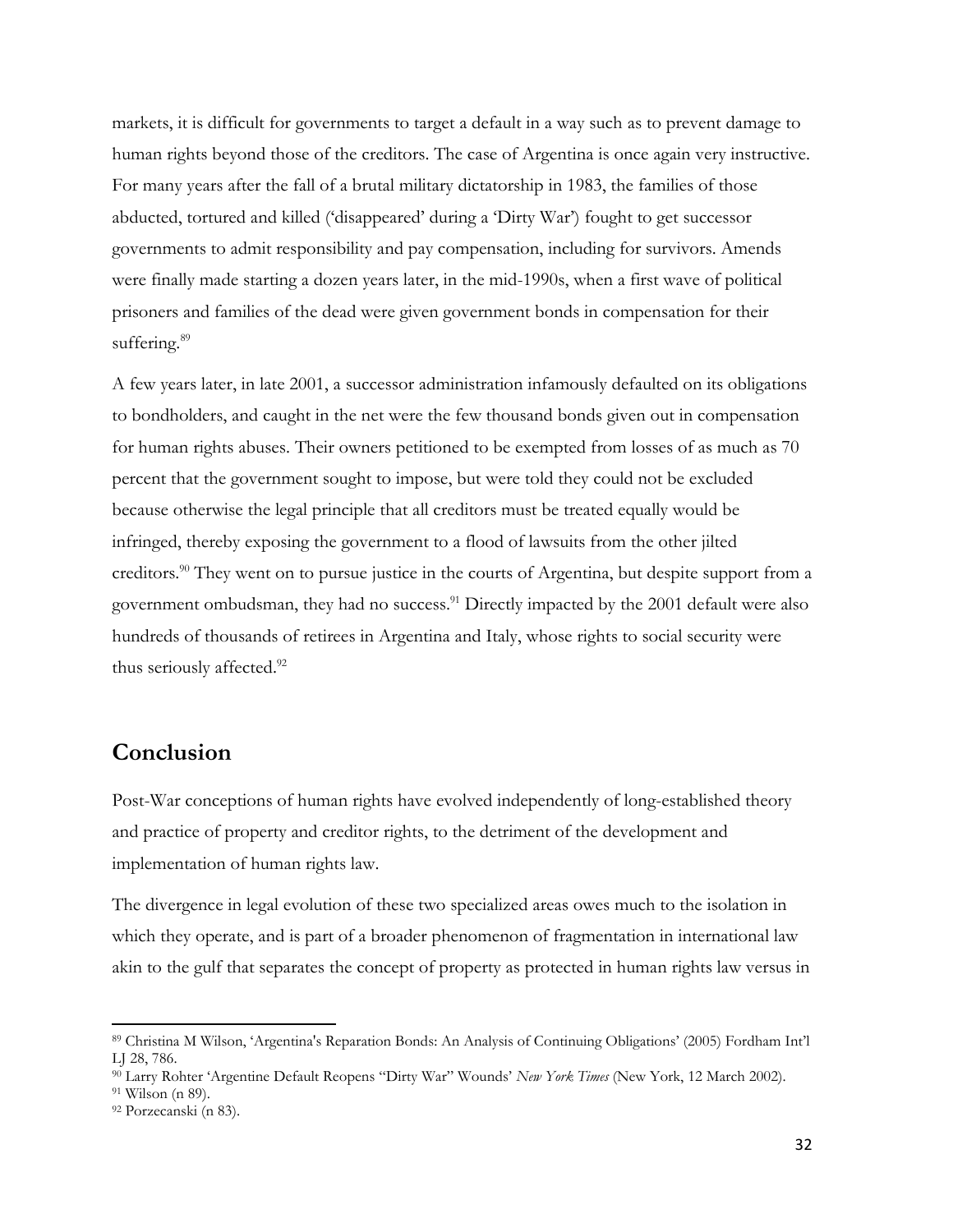markets, it is difficult for governments to target a default in a way such as to prevent damage to human rights beyond those of the creditors. The case of Argentina is once again very instructive. For many years after the fall of a brutal military dictatorship in 1983, the families of those abducted, tortured and killed ('disappeared' during a 'Dirty War') fought to get successor governments to admit responsibility and pay compensation, including for survivors. Amends were finally made starting a dozen years later, in the mid-1990s, when a first wave of political prisoners and families of the dead were given government bonds in compensation for their suffering.[89]

A few years later, in late 2001, a successor administration infamously defaulted on its obligations to bondholders, and caught in the net were the few thousand bonds given out in compensation for human rights abuses. Their owners petitioned to be exempted from losses of as much as 70 percent that the government sought to impose, but were told they could not be excluded because otherwise the legal principle that all creditors must be treated equally would be infringed, thereby exposing the government to a flood of lawsuits from the other jilted creditors.[90] They went on to pursue justice in the courts of Argentina, but despite support from a government ombudsman, they had no success.[91] Directly impacted by the 2001 default were also hundreds of thousands of retirees in Argentina and Italy, whose rights to social security were thus seriously affected.[92]

## Conclusion

Post-War conceptions of human rights have evolved independently of long-established theory and practice of property and creditor rights, to the detriment of the development and implementation of human rights law.

The divergence in legal evolution of these two specialized areas owes much to the isolation in which they operate, and is part of a broader phenomenon of fragmentation in international law akin to the gulf that separates the concept of property as protected in human rights law versus in

---

[89] Christina M Wilson, 'Argentina's Reparation Bonds: An Analysis of Continuing Obligations' (2005) Fordham Int'l LJ 28, 786.

[90] Larry Rohter 'Argentine Default Reopens "Dirty War" Wounds' *New York Times* (New York, 12 March 2002).

[91] Wilson (n 89).

[92] Porzecanski (n 83).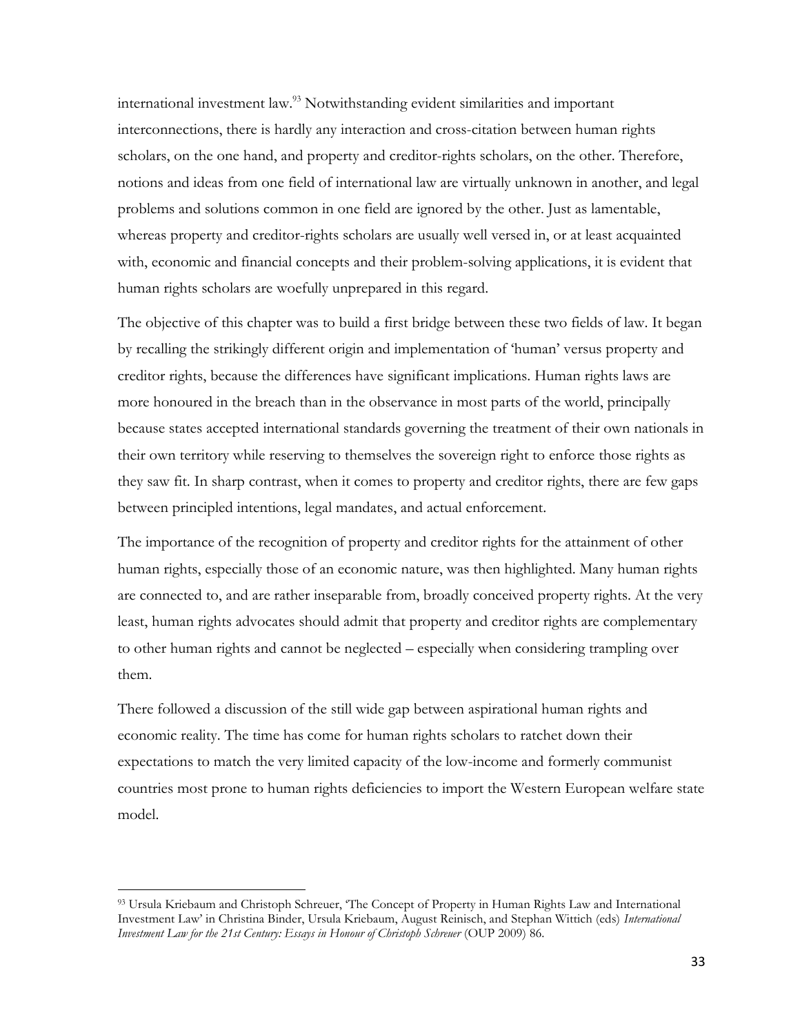international investment law.[93] Notwithstanding evident similarities and important interconnections, there is hardly any interaction and cross-citation between human rights scholars, on the one hand, and property and creditor-rights scholars, on the other. Therefore, notions and ideas from one field of international law are virtually unknown in another, and legal problems and solutions common in one field are ignored by the other. Just as lamentable, whereas property and creditor-rights scholars are usually well versed in, or at least acquainted with, economic and financial concepts and their problem-solving applications, it is evident that human rights scholars are woefully unprepared in this regard.

The objective of this chapter was to build a first bridge between these two fields of law. It began by recalling the strikingly different origin and implementation of 'human' versus property and creditor rights, because the differences have significant implications. Human rights laws are more honoured in the breach than in the observance in most parts of the world, principally because states accepted international standards governing the treatment of their own nationals in their own territory while reserving to themselves the sovereign right to enforce those rights as they saw fit. In sharp contrast, when it comes to property and creditor rights, there are few gaps between principled intentions, legal mandates, and actual enforcement.

The importance of the recognition of property and creditor rights for the attainment of other human rights, especially those of an economic nature, was then highlighted. Many human rights are connected to, and are rather inseparable from, broadly conceived property rights. At the very least, human rights advocates should admit that property and creditor rights are complementary to other human rights and cannot be neglected – especially when considering trampling over them.

There followed a discussion of the still wide gap between aspirational human rights and economic reality. The time has come for human rights scholars to ratchet down their expectations to match the very limited capacity of the low-income and formerly communist countries most prone to human rights deficiencies to import the Western European welfare state model.

---

[93] Ursula Kriebaum and Christoph Schreuer, 'The Concept of Property in Human Rights Law and International Investment Law' in Christina Binder, Ursula Kriebaum, August Reinisch, and Stephan Wittich (eds) *International Investment Law for the 21st Century: Essays in Honour of Christoph Schreuer* (OUP 2009) 86.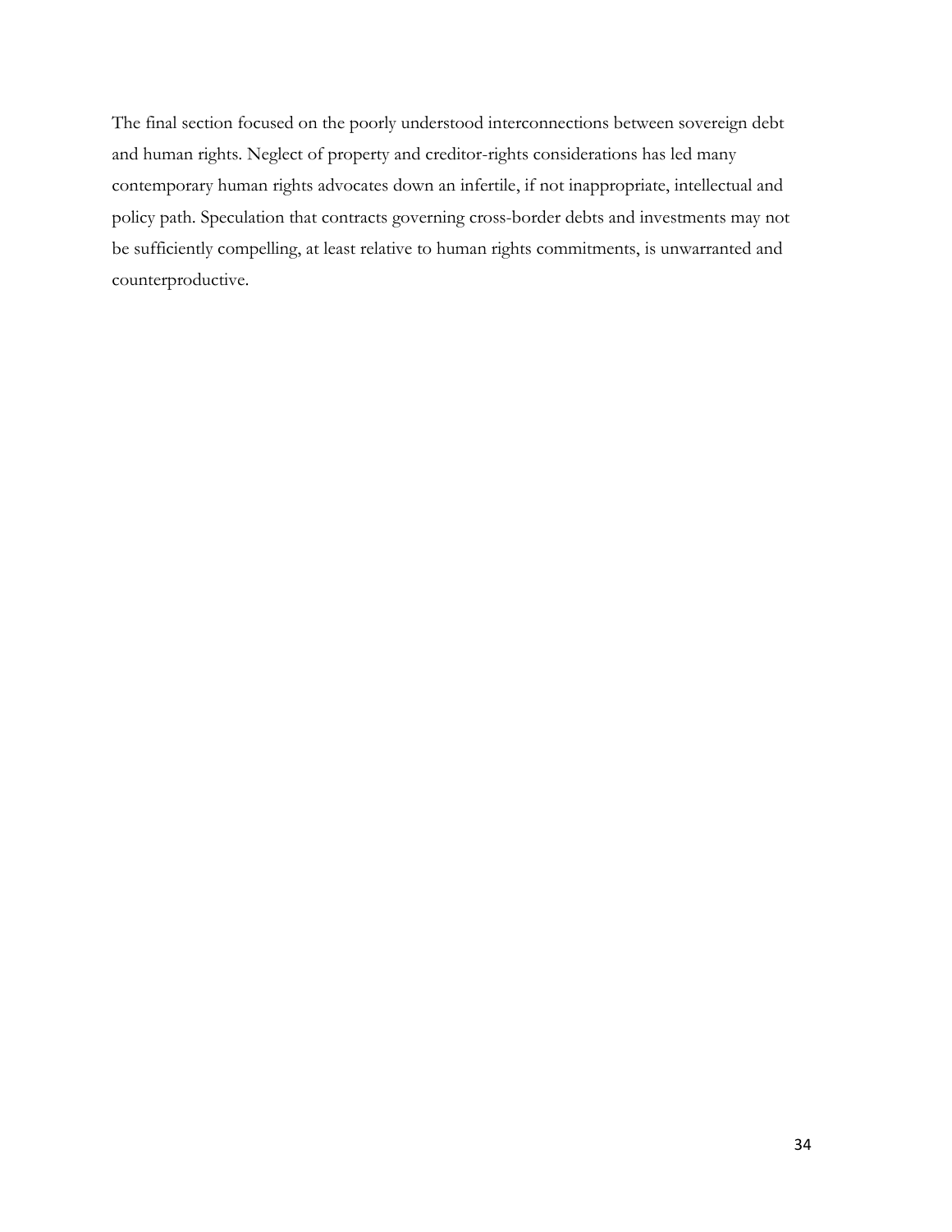The final section focused on the poorly understood interconnections between sovereign debt and human rights. Neglect of property and creditor-rights considerations has led many contemporary human rights advocates down an infertile, if not inappropriate, intellectual and policy path. Speculation that contracts governing cross-border debts and investments may not be sufficiently compelling, at least relative to human rights commitments, is unwarranted and counterproductive.